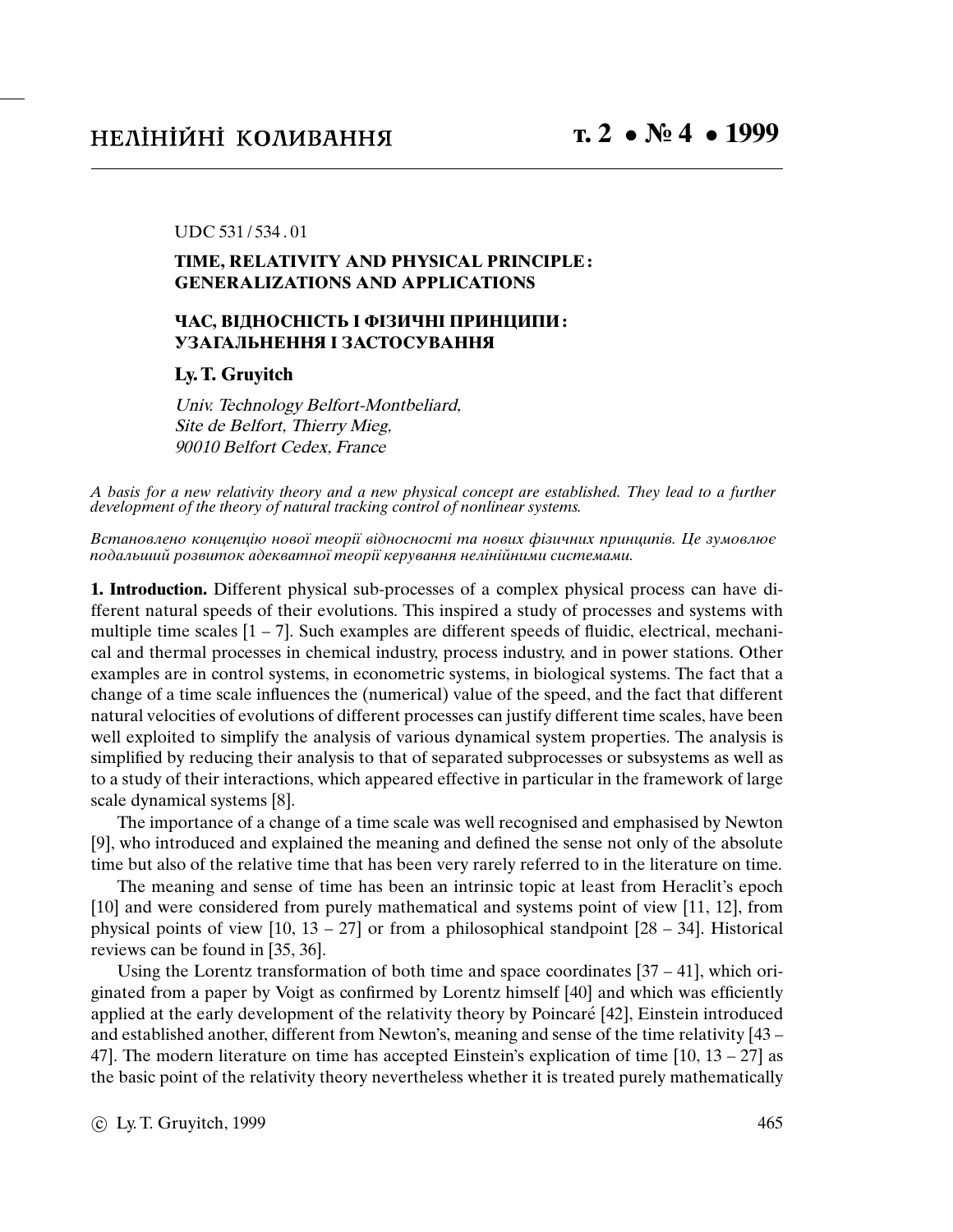UDC 531 / 534 . 01

# TIME, RELATIVITY AND PHYSICAL PRINCIPLE: GENERALIZATIONS AND APPLICATIONS

# ЧАС, ВІДНОСНІСТЬ І ФІЗИЧНІ ПРИНЦИПИ: УЗАГАЛЬНЕННЯ І ЗАСТОСУВАННЯ

**Ly. T. Gruyitch**

*Univ. Technology Belfort-Montbeliard,*
*Site de Belfort, Thierry Mieg,*
*90010 Belfort Cedex, France*

*A basis for a new relativity theory and a new physical concept are established. They lead to a further development of the theory of natural tracking control of nonlinear systems.*

*Встановлено концепцію нової теорії відносності та нових фізичних принципів. Це зумовлює подальший розвиток адекватної теорії керування нелінійними системами.*

**1. Introduction.** Different physical sub-processes of a complex physical process can have different natural speeds of their evolutions. This inspired a study of processes and systems with multiple time scales [1 – 7]. Such examples are different speeds of fluidic, electrical, mechanical and thermal processes in chemical industry, process industry, and in power stations. Other examples are in control systems, in econometric systems, in biological systems. The fact that a change of a time scale influences the (numerical) value of the speed, and the fact that different natural velocities of evolutions of different processes can justify different time scales, have been well exploited to simplify the analysis of various dynamical system properties. The analysis is simplified by reducing their analysis to that of separated subprocesses or subsystems as well as to a study of their interactions, which appeared effective in particular in the framework of large scale dynamical systems [8].

The importance of a change of a time scale was well recognised and emphasised by Newton [9], who introduced and explained the meaning and defined the sense not only of the absolute time but also of the relative time that has been very rarely referred to in the literature on time.

The meaning and sense of time has been an intrinsic topic at least from Heraclit's epoch [10] and were considered from purely mathematical and systems point of view [11, 12], from physical points of view [10, 13 – 27] or from a philosophical standpoint [28 – 34]. Historical reviews can be found in [35, 36].

Using the Lorentz transformation of both time and space coordinates [37 – 41], which originated from a paper by Voigt as confirmed by Lorentz himself [40] and which was efficiently applied at the early development of the relativity theory by Poincaré [42], Einstein introduced and established another, different from Newton's, meaning and sense of the time relativity [43 – 47]. The modern literature on time has accepted Einstein's explication of time [10, 13 – 27] as the basic point of the relativity theory nevertheless whether it is treated purely mathematically

© Ly. T. Gruyitch, 1999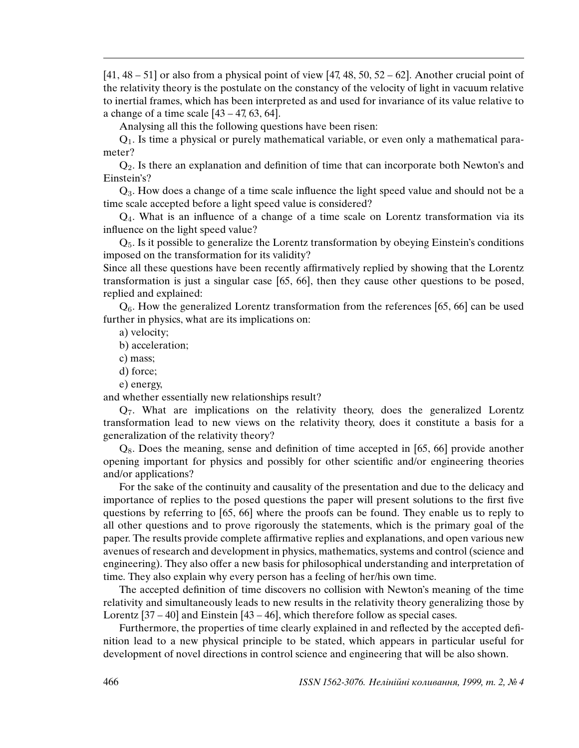[41, 48 – 51] or also from a physical point of view [47, 48, 50, 52 – 62]. Another crucial point of the relativity theory is the postulate on the constancy of the velocity of light in vacuum relative to inertial frames, which has been interpreted as and used for invariance of its value relative to a change of a time scale [43 – 47, 63, 64].

Analysing all this the following questions have been risen:

$Q_1$. Is time a physical or purely mathematical variable, or even only a mathematical parameter?

$Q_2$. Is there an explanation and definition of time that can incorporate both Newton's and Einstein's?

$Q_3$. How does a change of a time scale influence the light speed value and should not be a time scale accepted before a light speed value is considered?

$Q_4$. What is an influence of a change of a time scale on Lorentz transformation via its influence on the light speed value?

$Q_5$. Is it possible to generalize the Lorentz transformation by obeying Einstein's conditions imposed on the transformation for its validity?

Since all these questions have been recently affirmatively replied by showing that the Lorentz transformation is just a singular case [65, 66], then they cause other questions to be posed, replied and explained:

$Q_6$. How the generalized Lorentz transformation from the references [65, 66] can be used further in physics, what are its implications on:

a) velocity;

b) acceleration;

c) mass;

d) force;

e) energy,

and whether essentially new relationships result?

$Q_7$. What are implications on the relativity theory, does the generalized Lorentz transformation lead to new views on the relativity theory, does it constitute a basis for a generalization of the relativity theory?

$Q_8$. Does the meaning, sense and definition of time accepted in [65, 66] provide another opening important for physics and possibly for other scientific and/or engineering theories and/or applications?

For the sake of the continuity and causality of the presentation and due to the delicacy and importance of replies to the posed questions the paper will present solutions to the first five questions by referring to [65, 66] where the proofs can be found. They enable us to reply to all other questions and to prove rigorously the statements, which is the primary goal of the paper. The results provide complete affirmative replies and explanations, and open various new avenues of research and development in physics, mathematics, systems and control (science and engineering). They also offer a new basis for philosophical understanding and interpretation of time. They also explain why every person has a feeling of her/his own time.

The accepted definition of time discovers no collision with Newton's meaning of the time relativity and simultaneously leads to new results in the relativity theory generalizing those by Lorentz [37 – 40] and Einstein [43 – 46], which therefore follow as special cases.

Furthermore, the properties of time clearly explained in and reflected by the accepted definition lead to a new physical principle to be stated, which appears in particular useful for development of novel directions in control science and engineering that will be also shown.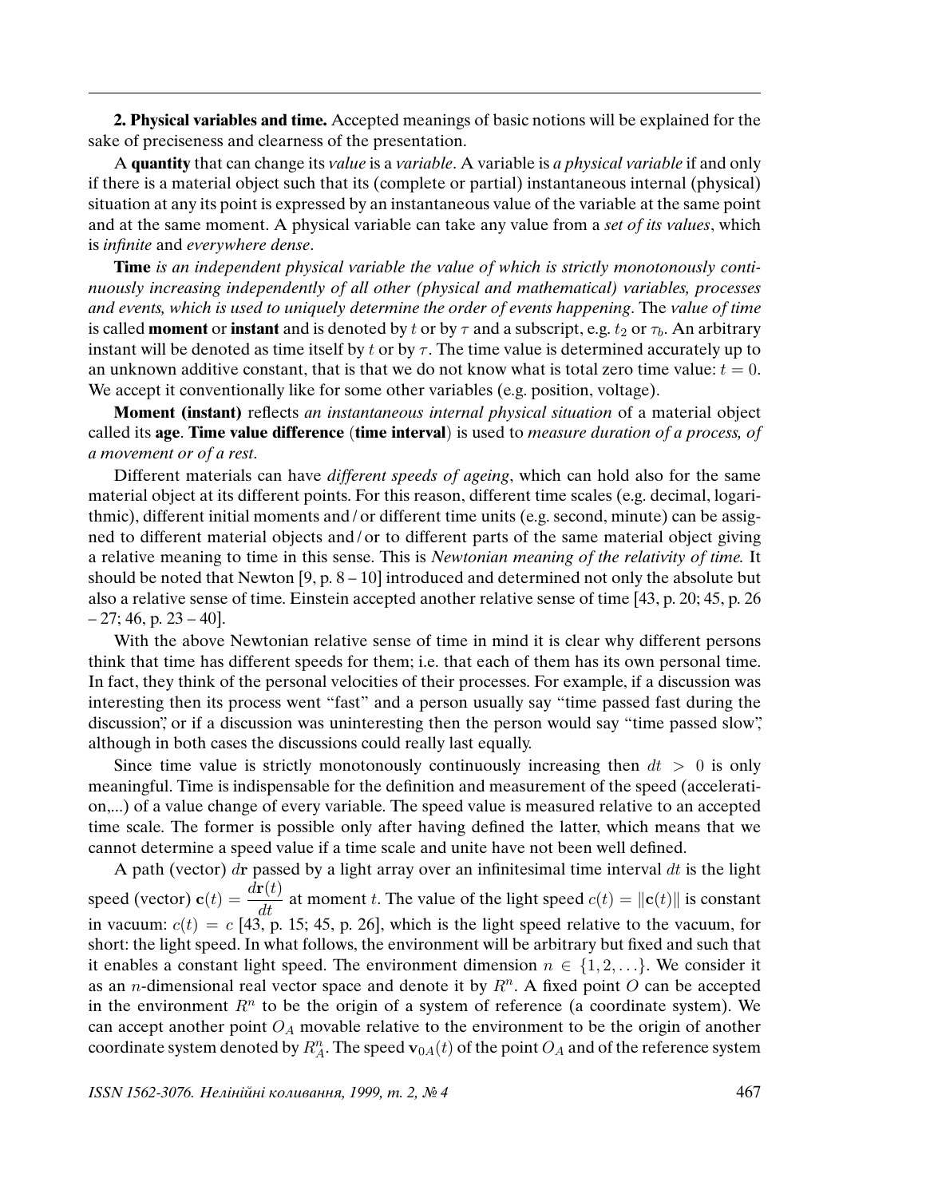**2. Physical variables and time.** Accepted meanings of basic notions will be explained for the sake of preciseness and clearness of the presentation.

A **quantity** that can change its *value* is a *variable*. A variable is *a physical variable* if and only if there is a material object such that its (complete or partial) instantaneous internal (physical) situation at any its point is expressed by an instantaneous value of the variable at the same point and at the same moment. A physical variable can take any value from a *set of its values*, which is *infinite* and *everywhere dense*.

**Time** *is an independent physical variable the value of which is strictly monotonously continuously increasing independently of all other (physical and mathematical) variables, processes and events, which is used to uniquely determine the order of events happening*. The *value of time* is called **moment** or **instant** and is denoted by $t$ or by $\tau$ and a subscript, e.g. $t_2$ or $\tau_b$. An arbitrary instant will be denoted as time itself by $t$ or by $\tau$. The time value is determined accurately up to an unknown additive constant, that is that we do not know what is total zero time value: $t = 0$. We accept it conventionally like for some other variables (e.g. position, voltage).

**Moment (instant)** reflects *an instantaneous internal physical situation* of a material object called its **age**. **Time value difference** (**time interval**) is used to *measure duration of a process, of a movement or of a rest*.

Different materials can have *different speeds of ageing*, which can hold also for the same material object at its different points. For this reason, different time scales (e.g. decimal, logarithmic), different initial moments and / or different time units (e.g. second, minute) can be assigned to different material objects and / or to different parts of the same material object giving a relative meaning to time in this sense. This is *Newtonian meaning of the relativity of time.* It should be noted that Newton [9, p. 8 – 10] introduced and determined not only the absolute but also a relative sense of time. Einstein accepted another relative sense of time [43, p. 20; 45, p. 26 – 27; 46, p. 23 – 40].

With the above Newtonian relative sense of time in mind it is clear why different persons think that time has different speeds for them; i.e. that each of them has its own personal time. In fact, they think of the personal velocities of their processes. For example, if a discussion was interesting then its process went "fast" and a person usually say "time passed fast during the discussion", or if a discussion was uninteresting then the person would say "time passed slow", although in both cases the discussions could really last equally.

Since time value is strictly monotonously continuously increasing then $dt > 0$ is only meaningful. Time is indispensable for the definition and measurement of the speed (acceleration,...) of a value change of every variable. The speed value is measured relative to an accepted time scale. The former is possible only after having defined the latter, which means that we cannot determine a speed value if a time scale and unite have not been well defined.

A path (vector) $d\mathbf{r}$ passed by a light array over an infinitesimal time interval $dt$ is the light speed (vector) $\mathbf{c}(t) = \dfrac{d\mathbf{r}(t)}{dt}$ at moment $t$. The value of the light speed $c(t) = \|\mathbf{c}(t)\|$ is constant in vacuum: $c(t) = c$ [43, p. 15; 45, p. 26], which is the light speed relative to the vacuum, for short: the light speed. In what follows, the environment will be arbitrary but fixed and such that it enables a constant light speed. The environment dimension $n \in \{1, 2, \ldots\}$. We consider it as an $n$-dimensional real vector space and denote it by $R^n$. A fixed point $O$ can be accepted in the environment $R^n$ to be the origin of a system of reference (a coordinate system). We can accept another point $O_A$ movable relative to the environment to be the origin of another coordinate system denoted by $R^n_A$. The speed $\mathbf{v}_{0A}(t)$ of the point $O_A$ and of the reference system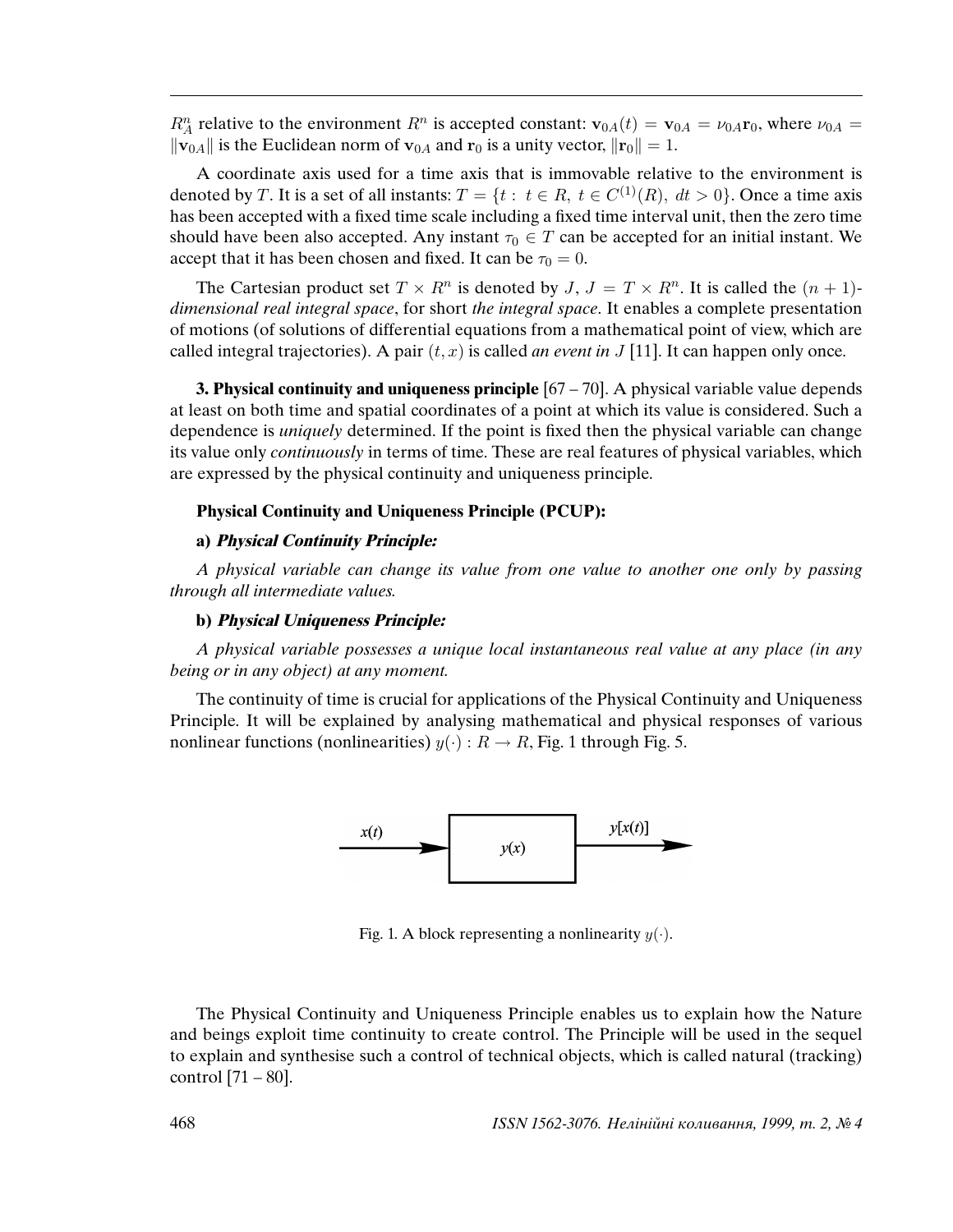$R^n_A$ relative to the environment $R^n$ is accepted constant: $\mathbf{v}_{0A}(t) = \mathbf{v}_{0A} = \nu_{0A}\mathbf{r}_0$, where $\nu_{0A} = \|\mathbf{v}_{0A}\|$ is the Euclidean norm of $\mathbf{v}_{0A}$ and $\mathbf{r}_0$ is a unity vector, $\|\mathbf{r}_0\| = 1$.

A coordinate axis used for a time axis that is immovable relative to the environment is denoted by $T$. It is a set of all instants: $T = \{t: \ t \in R, \ t \in C^{(1)}(R), \ dt > 0\}$. Once a time axis has been accepted with a fixed time scale including a fixed time interval unit, then the zero time should have been also accepted. Any instant $\tau_0 \in T$ can be accepted for an initial instant. We accept that it has been chosen and fixed. It can be $\tau_0 = 0$.

The Cartesian product set $T \times R^n$ is denoted by $J$, $J = T \times R^n$. It is called the $(n+1)$-*dimensional real integral space*, for short *the integral space*. It enables a complete presentation of motions (of solutions of differential equations from a mathematical point of view, which are called integral trajectories). A pair $(t, x)$ is called *an event in* $J$ [11]. It can happen only once.

**3. Physical continuity and uniqueness principle** [67 – 70]. A physical variable value depends at least on both time and spatial coordinates of a point at which its value is considered. Such a dependence is *uniquely* determined. If the point is fixed then the physical variable can change its value only *continuously* in terms of time. These are real features of physical variables, which are expressed by the physical continuity and uniqueness principle.

**Physical Continuity and Uniqueness Principle (PCUP):**

**a)** ***Physical Continuity Principle:***

*A physical variable can change its value from one value to another one only by passing through all intermediate values.*

**b)** ***Physical Uniqueness Principle:***

*A physical variable possesses a unique local instantaneous real value at any place (in any being or in any object) at any moment.*

The continuity of time is crucial for applications of the Physical Continuity and Uniqueness Principle. It will be explained by analysing mathematical and physical responses of various nonlinear functions (nonlinearities) $y(\cdot): R \to R$, Fig. 1 through Fig. 5.

Fig. 1. A block representing a nonlinearity $y(\cdot)$.

The Physical Continuity and Uniqueness Principle enables us to explain how the Nature and beings exploit time continuity to create control. The Principle will be used in the sequel to explain and synthesise such a control of technical objects, which is called natural (tracking) control [71 – 80].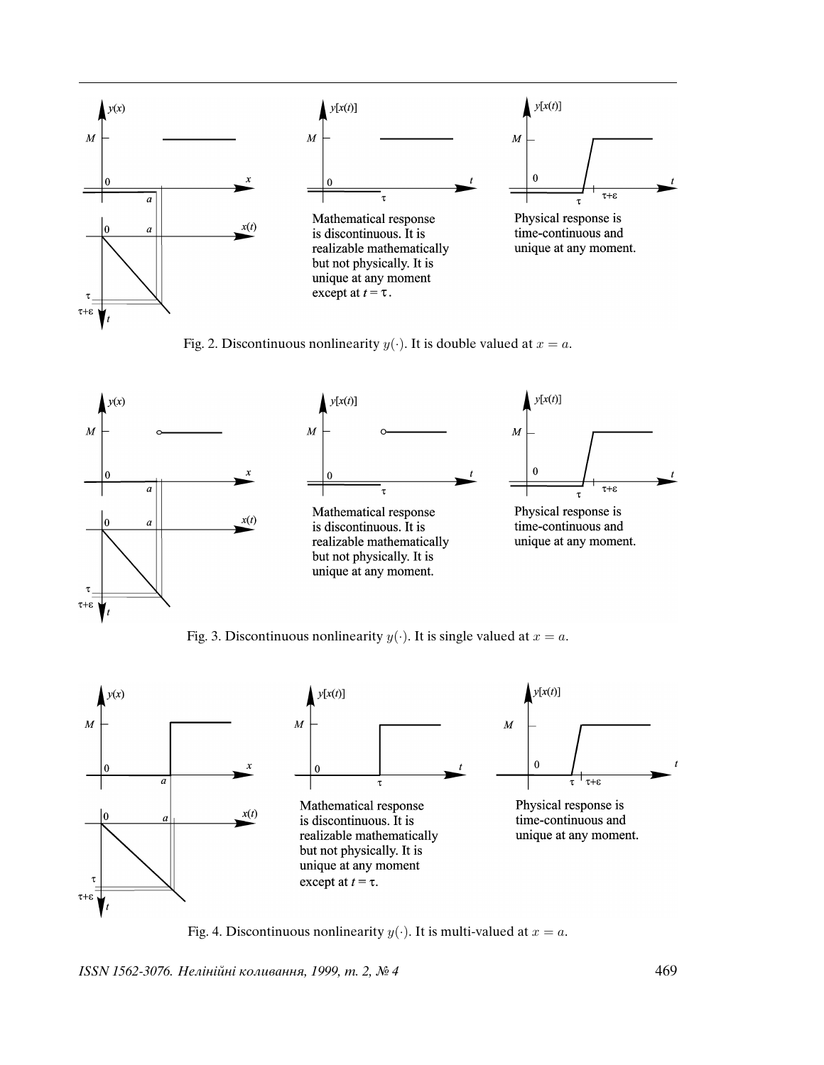Mathematical response is discontinuous. It is realizable mathematically but not physically. It is unique at any moment except at $t = \tau$.

Physical response is time-continuous and unique at any moment.

Fig. 2. Discontinuous nonlinearity $y(\cdot)$. It is double valued at $x = a$.

Mathematical response is discontinuous. It is realizable mathematically but not physically. It is unique at any moment.

Physical response is time-continuous and unique at any moment.

Fig. 3. Discontinuous nonlinearity $y(\cdot)$. It is single valued at $x = a$.

Mathematical response is discontinuous. It is realizable mathematically but not physically. It is unique at any moment except at $t = \tau$.

Physical response is time-continuous and unique at any moment.

Fig. 4. Discontinuous nonlinearity $y(\cdot)$. It is multi-valued at $x = a$.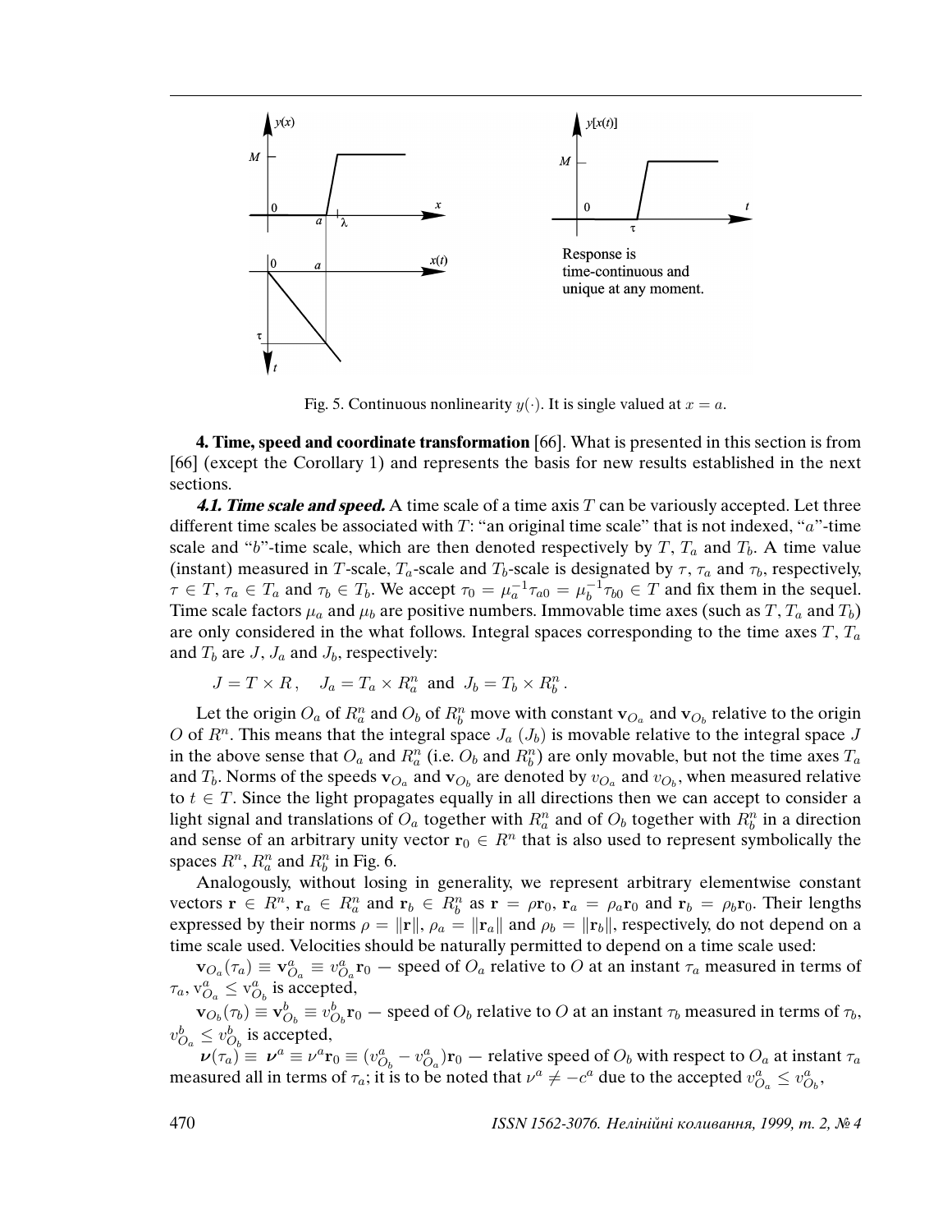Fig. 5. Continuous nonlinearity $y(\cdot)$. It is single valued at $x = a$.

**4. Time, speed and coordinate transformation** [66]. What is presented in this section is from [66] (except the Corollary 1) and represents the basis for new results established in the next sections.

***4.1. Time scale and speed.*** A time scale of a time axis $T$ can be variously accepted. Let three different time scales be associated with $T$: "an original time scale" that is not indexed, "$a$"-time scale and "$b$"-time scale, which are then denoted respectively by $T$, $T_a$ and $T_b$. A time value (instant) measured in $T$-scale, $T_a$-scale and $T_b$-scale is designated by $\tau$, $\tau_a$ and $\tau_b$, respectively, $\tau \in T$, $\tau_a \in T_a$ and $\tau_b \in T_b$. We accept $\tau_0 = \mu_a^{-1}\tau_{a0} = \mu_b^{-1}\tau_{b0} \in T$ and fix them in the sequel. Time scale factors $\mu_a$ and $\mu_b$ are positive numbers. Immovable time axes (such as $T$, $T_a$ and $T_b$) are only considered in the what follows. Integral spaces corresponding to the time axes $T$, $T_a$ and $T_b$ are $J$, $J_a$ and $J_b$, respectively:

$$J = T \times R\,, \quad J_a = T_a \times R_a^n \ \text{ and } \ J_b = T_b \times R_b^n\,.$$

Let the origin $O_a$ of $R_a^n$ and $O_b$ of $R_b^n$ move with constant $\mathbf{v}_{O_a}$ and $\mathbf{v}_{O_b}$ relative to the origin $O$ of $R^n$. This means that the integral space $J_a$ ($J_b$) is movable relative to the integral space $J$ in the above sense that $O_a$ and $R_a^n$ (i.e. $O_b$ and $R_b^n$) are only movable, but not the time axes $T_a$ and $T_b$. Norms of the speeds $\mathbf{v}_{O_a}$ and $\mathbf{v}_{O_b}$ are denoted by $v_{O_a}$ and $v_{O_b}$, when measured relative to $t \in T$. Since the light propagates equally in all directions then we can accept to consider a light signal and translations of $O_a$ together with $R_a^n$ and of $O_b$ together with $R_b^n$ in a direction and sense of an arbitrary unity vector $\mathbf{r}_0 \in R^n$ that is also used to represent symbolically the spaces $R^n$, $R_a^n$ and $R_b^n$ in Fig. 6.

Analogously, without losing in generality, we represent arbitrary elementwise constant vectors $\mathbf{r} \in R^n$, $\mathbf{r}_a \in R_a^n$ and $\mathbf{r}_b \in R_b^n$ as $\mathbf{r} = \rho\mathbf{r}_0$, $\mathbf{r}_a = \rho_a\mathbf{r}_0$ and $\mathbf{r}_b = \rho_b\mathbf{r}_0$. Their lengths expressed by their norms $\rho = \|\mathbf{r}\|$, $\rho_a = \|\mathbf{r}_a\|$ and $\rho_b = \|\mathbf{r}_b\|$, respectively, do not depend on a time scale used. Velocities should be naturally permitted to depend on a time scale used:

$\mathbf{v}_{O_a}(\tau_a) \equiv \mathbf{v}_{O_a}^a \equiv v_{O_a}^a\mathbf{r}_0$ — speed of $O_a$ relative to $O$ at an instant $\tau_a$ measured in terms of $\tau_a$, $\mathrm{v}_{O_a}^a \leq \mathrm{v}_{O_b}^a$ is accepted,

$\mathbf{v}_{O_b}(\tau_b) \equiv \mathbf{v}_{O_b}^b \equiv v_{O_b}^b\mathbf{r}_0$ — speed of $O_b$ relative to $O$ at an instant $\tau_b$ measured in terms of $\tau_b$, $v_{O_a}^b \leq v_{O_b}^b$ is accepted,

$\boldsymbol{\nu}(\tau_a) \equiv \boldsymbol{\nu}^a \equiv \nu^a\mathbf{r}_0 \equiv (v_{O_b}^a - v_{O_a}^a)\mathbf{r}_0$ — relative speed of $O_b$ with respect to $O_a$ at instant $\tau_a$ measured all in terms of $\tau_a$; it is to be noted that $\nu^a \neq -c^a$ due to the accepted $v_{O_a}^a \leq v_{O_b}^a$,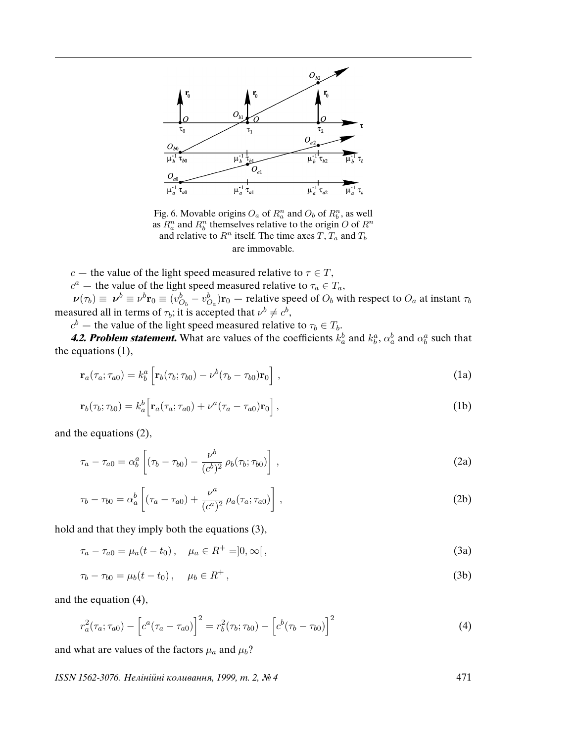Fig. 6. Movable origins $O_a$ of $R_a^n$ and $O_b$ of $R_b^n$, as well as $R_a^n$ and $R_b^n$ themselves relative to the origin $O$ of $R^n$ and relative to $R^n$ itself. The time axes $T$, $T_a$ and $T_b$ are immovable.

$c$ — the value of the light speed measured relative to $\tau \in T$,

$c^a$ — the value of the light speed measured relative to $\tau_a \in T_a$,

$\boldsymbol{\nu}(\tau_b) \equiv \boldsymbol{\nu}^b \equiv \nu^b \mathbf{r}_0 \equiv (v^b_{O_b} - v^b_{O_a})\mathbf{r}_0$ — relative speed of $O_b$ with respect to $O_a$ at instant $\tau_b$ measured all in terms of $\tau_b$; it is accepted that $\nu^b \neq c^b$,

$c^b$ — the value of the light speed measured relative to $\tau_b \in T_b$.

***4.2. Problem statement.*** What are values of the coefficients $k^b_a$ and $k^a_b$, $\alpha^b_a$ and $\alpha^a_b$ such that the equations (1),

$$\mathbf{r}_a(\tau_a;\tau_{a0}) = k^a_b\left[\mathbf{r}_b(\tau_b;\tau_{b0}) - \nu^b(\tau_b - \tau_{b0})\mathbf{r}_0\right], \tag{1a}$$

$$\mathbf{r}_b(\tau_b;\tau_{b0}) = k^b_a\left[\mathbf{r}_a(\tau_a;\tau_{a0}) + \nu^a(\tau_a - \tau_{a0})\mathbf{r}_0\right], \tag{1b}$$

and the equations (2),

$$\tau_a - \tau_{a0} = \alpha^a_b\left[(\tau_b - \tau_{b0}) - \frac{\nu^b}{(c^b)^2}\,\rho_b(\tau_b;\tau_{b0})\right], \tag{2a}$$

$$\tau_b - \tau_{b0} = \alpha^b_a\left[(\tau_a - \tau_{a0}) + \frac{\nu^a}{(c^a)^2}\,\rho_a(\tau_a;\tau_{a0})\right], \tag{2b}$$

hold and that they imply both the equations (3),

$$\tau_a - \tau_{a0} = \mu_a(t - t_0), \quad \mu_a \in R^+ = ]0,\infty[, \tag{3a}$$

$$\tau_b - \tau_{b0} = \mu_b(t - t_0), \quad \mu_b \in R^+, \tag{3b}$$

and the equation (4),

$$r_a^2(\tau_a;\tau_{a0}) - \left[c^a(\tau_a - \tau_{a0})\right]^2 = r_b^2(\tau_b;\tau_{b0}) - \left[c^b(\tau_b - \tau_{b0})\right]^2 \tag{4}$$

and what are values of the factors $\mu_a$ and $\mu_b$?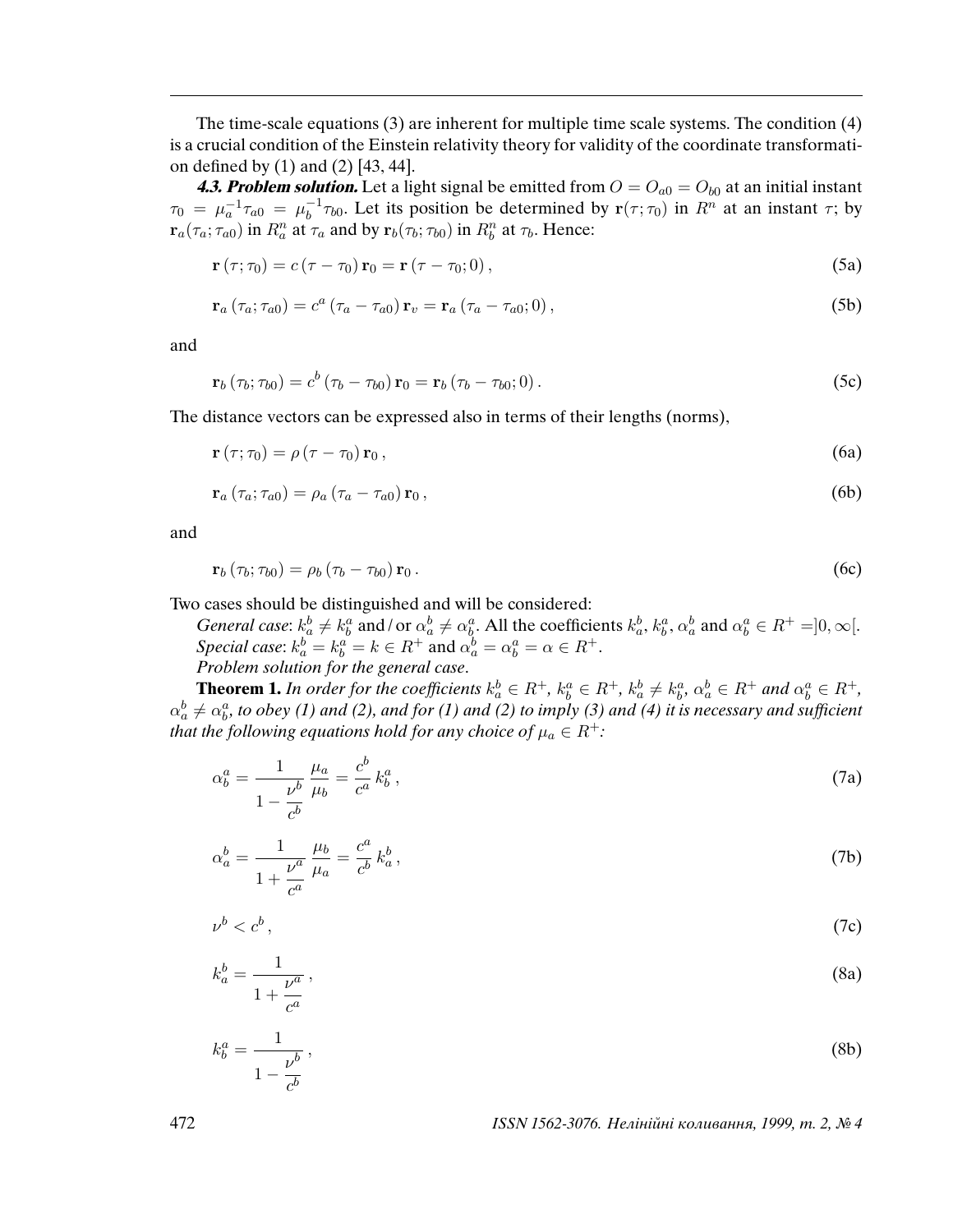The time-scale equations (3) are inherent for multiple time scale systems. The condition (4) is a crucial condition of the Einstein relativity theory for validity of the coordinate transformation defined by (1) and (2) [43, 44].

***4.3. Problem solution.*** Let a light signal be emitted from $O = O_{a0} = O_{b0}$ at an initial instant $\tau_0 = \mu_a^{-1}\tau_{a0} = \mu_b^{-1}\tau_{b0}$. Let its position be determined by $\mathbf{r}(\tau;\tau_0)$ in $R^n$ at an instant $\tau$; by $\mathbf{r}_a(\tau_a;\tau_{a0})$ in $R_a^n$ at $\tau_a$ and by $\mathbf{r}_b(\tau_b;\tau_{b0})$ in $R_b^n$ at $\tau_b$. Hence:

$$\mathbf{r}\left(\tau;\tau_0\right) = c\left(\tau - \tau_0\right)\mathbf{r}_0 = \mathbf{r}\left(\tau - \tau_0; 0\right), \tag{5a}$$

$$\mathbf{r}_a\left(\tau_a;\tau_{a0}\right) = c^a\left(\tau_a - \tau_{a0}\right)\mathbf{r}_v = \mathbf{r}_a\left(\tau_a - \tau_{a0}; 0\right), \tag{5b}$$

and

$$\mathbf{r}_b\left(\tau_b;\tau_{b0}\right) = c^b\left(\tau_b - \tau_{b0}\right)\mathbf{r}_0 = \mathbf{r}_b\left(\tau_b - \tau_{b0}; 0\right). \tag{5c}$$

The distance vectors can be expressed also in terms of their lengths (norms),

$$\mathbf{r}\left(\tau;\tau_0\right) = \rho\left(\tau - \tau_0\right)\mathbf{r}_0\,, \tag{6a}$$

$$\mathbf{r}_a\left(\tau_a;\tau_{a0}\right) = \rho_a\left(\tau_a - \tau_{a0}\right)\mathbf{r}_0\,, \tag{6b}$$

and

$$\mathbf{r}_b\left(\tau_b;\tau_{b0}\right) = \rho_b\left(\tau_b - \tau_{b0}\right)\mathbf{r}_0\,. \tag{6c}$$

Two cases should be distinguished and will be considered:

*General case*: $k_a^b \neq k_b^a$ and / or $\alpha_a^b \neq \alpha_b^a$. All the coefficients $k_a^b$, $k_b^a$, $\alpha_a^b$ and $\alpha_b^a \in R^+ = ]0,\infty[$.

*Special case*: $k_a^b = k_b^a = k \in R^+$ and $\alpha_a^b = \alpha_b^a = \alpha \in R^+$.

*Problem solution for the general case*.

**Theorem 1.** *In order for the coefficients $k_a^b \in R^+$, $k_b^a \in R^+$, $k_a^b \neq k_b^a$, $\alpha_a^b \in R^+$ and $\alpha_b^a \in R^+$, $\alpha_a^b \neq \alpha_b^a$, to obey (1) and (2), and for (1) and (2) to imply (3) and (4) it is necessary and sufficient that the following equations hold for any choice of $\mu_a \in R^+$:*

$$\alpha_b^a = \frac{1}{1 - \dfrac{\nu^b}{c^b}}\,\frac{\mu_a}{\mu_b} = \frac{c^b}{c^a}\,k_b^a\,, \tag{7a}$$

$$\alpha_a^b = \frac{1}{1 + \dfrac{\nu^a}{c^a}}\,\frac{\mu_b}{\mu_a} = \frac{c^a}{c^b}\,k_a^b\,, \tag{7b}$$

$$\nu^b < c^b\,, \tag{7c}$$

$$k_a^b = \frac{1}{1 + \dfrac{\nu^a}{c^a}}\,, \tag{8a}$$

$$k_b^a = \frac{1}{1 - \dfrac{\nu^b}{c^b}}\,, \tag{8b}$$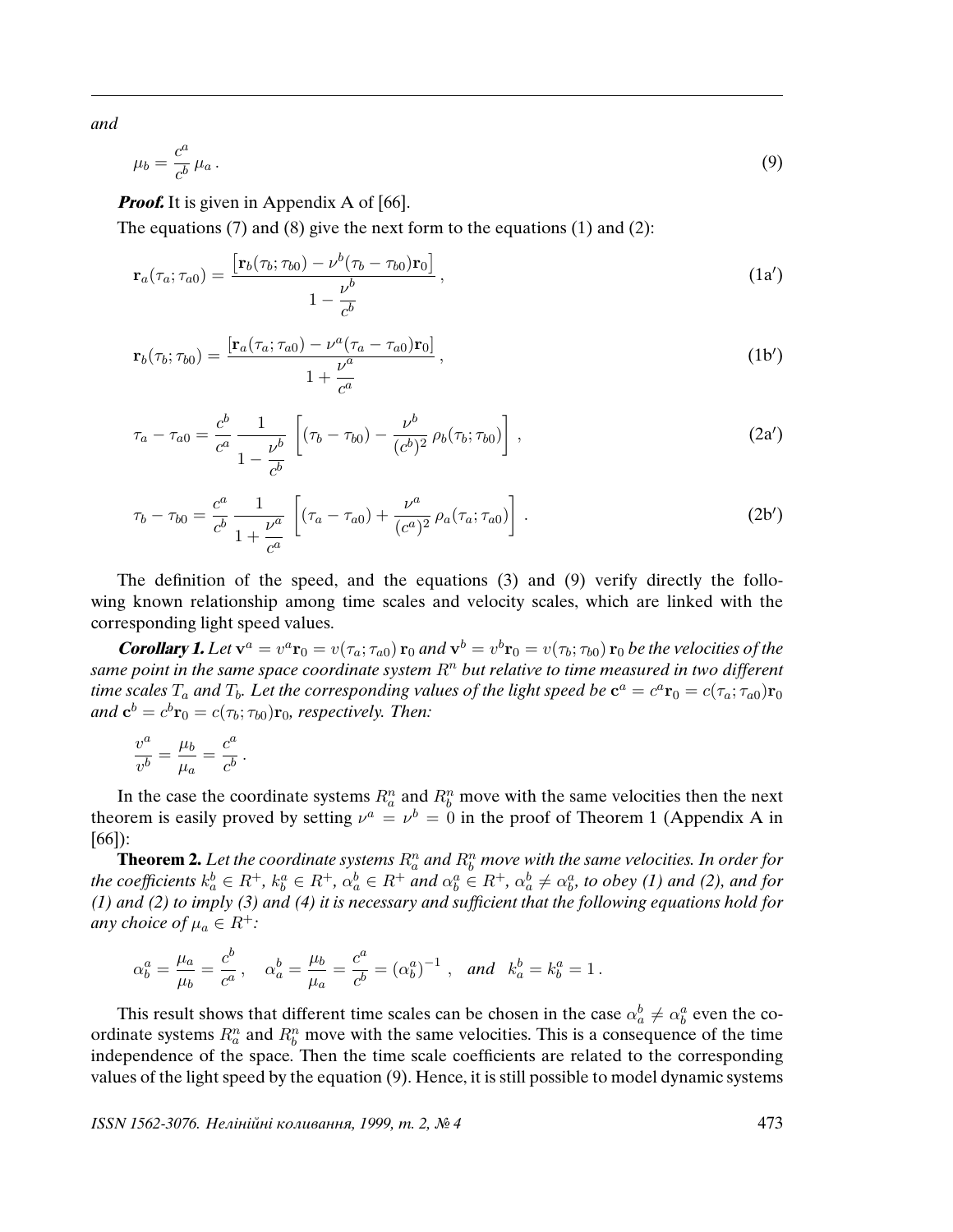*and*

$$\mu_b = \frac{c^a}{c^b}\,\mu_a\,. \tag{9}$$

***Proof.*** It is given in Appendix A of [66].

The equations (7) and (8) give the next form to the equations (1) and (2):

$$\mathbf{r}_a(\tau_a;\tau_{a0}) = \frac{\left[\mathbf{r}_b(\tau_b;\tau_{b0}) - \nu^b(\tau_b - \tau_{b0})\mathbf{r}_0\right]}{1 - \dfrac{\nu^b}{c^b}}\,, \tag{1a$'$}$$

$$\mathbf{r}_b(\tau_b;\tau_{b0}) = \frac{\left[\mathbf{r}_a(\tau_a;\tau_{a0}) - \nu^a(\tau_a - \tau_{a0})\mathbf{r}_0\right]}{1 + \dfrac{\nu^a}{c^a}}\,, \tag{1b$'$}$$

$$\tau_a - \tau_{a0} = \frac{c^b}{c^a}\,\frac{1}{1 - \dfrac{\nu^b}{c^b}}\,\left[(\tau_b - \tau_{b0}) - \frac{\nu^b}{(c^b)^2}\,\rho_b(\tau_b;\tau_{b0})\right]\,, \tag{2a$'$}$$

$$\tau_b - \tau_{b0} = \frac{c^a}{c^b}\,\frac{1}{1 + \dfrac{\nu^a}{c^a}}\,\left[(\tau_a - \tau_{a0}) + \frac{\nu^a}{(c^a)^2}\,\rho_a(\tau_a;\tau_{a0})\right]\,. \tag{2b$'$}$$

The definition of the speed, and the equations (3) and (9) verify directly the following known relationship among time scales and velocity scales, which are linked with the corresponding light speed values.

***Corollary 1.*** *Let $\mathbf{v}^a = v^a\mathbf{r}_0 = v(\tau_a;\tau_{a0})\,\mathbf{r}_0$ and $\mathbf{v}^b = v^b\mathbf{r}_0 = v(\tau_b;\tau_{b0})\,\mathbf{r}_0$ be the velocities of the same point in the same space coordinate system $R^n$ but relative to time measured in two different time scales $T_a$ and $T_b$. Let the corresponding values of the light speed be $\mathbf{c}^a = c^a\mathbf{r}_0 = c(\tau_a;\tau_{a0})\mathbf{r}_0$ and $\mathbf{c}^b = c^b\mathbf{r}_0 = c(\tau_b;\tau_{b0})\mathbf{r}_0$, respectively. Then:*

$$\frac{v^a}{v^b} = \frac{\mu_b}{\mu_a} = \frac{c^a}{c^b}\,.$$

In the case the coordinate systems $R^n_a$ and $R^n_b$ move with the same velocities then the next theorem is easily proved by setting $\nu^a = \nu^b = 0$ in the proof of Theorem 1 (Appendix A in [66]):

**Theorem 2.** *Let the coordinate systems $R^n_a$ and $R^n_b$ move with the same velocities. In order for the coefficients $k^b_a \in R^+$, $k^a_b \in R^+$, $\alpha^b_a \in R^+$ and $\alpha^a_b \in R^+$, $\alpha^b_a \neq \alpha^a_b$, to obey (1) and (2), and for (1) and (2) to imply (3) and (4) it is necessary and sufficient that the following equations hold for any choice of $\mu_a \in R^+$:*

$$\alpha^a_b = \frac{\mu_a}{\mu_b} = \frac{c^b}{c^a}\,, \quad \alpha^b_a = \frac{\mu_b}{\mu_a} = \frac{c^a}{c^b} = (\alpha^a_b)^{-1}\,, \quad \textit{and} \quad k^b_a = k^a_b = 1\,.$$

This result shows that different time scales can be chosen in the case $\alpha^b_a \neq \alpha^a_b$ even the coordinate systems $R^n_a$ and $R^n_b$ move with the same velocities. This is a consequence of the time independence of the space. Then the time scale coefficients are related to the corresponding values of the light speed by the equation (9). Hence, it is still possible to model dynamic systems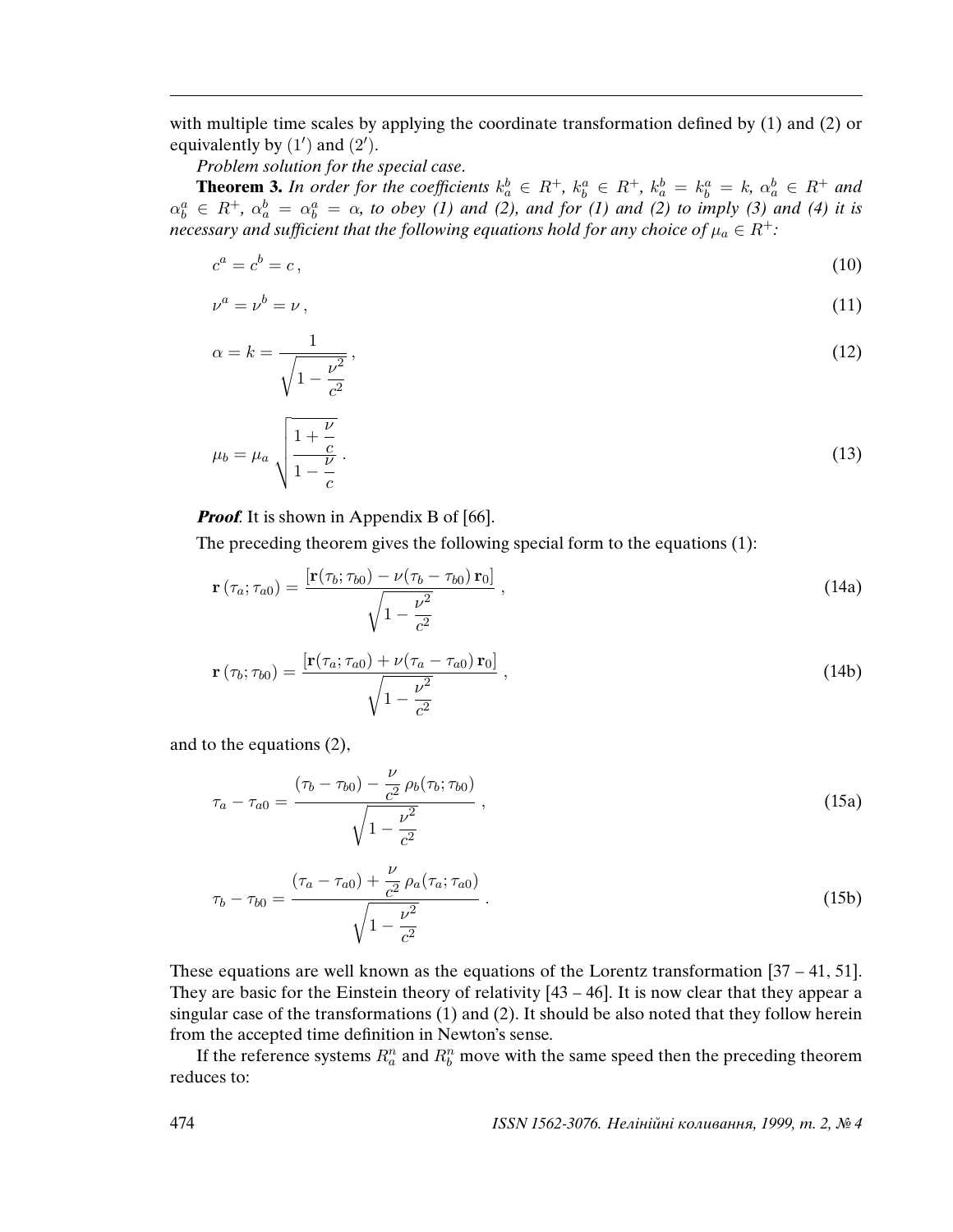with multiple time scales by applying the coordinate transformation defined by (1) and (2) or equivalently by $(1')$ and $(2')$.

*Problem solution for the special case*.

**Theorem 3.** *In order for the coefficients $k_a^b \in R^+$, $k_b^a \in R^+$, $k_a^b = k_b^a = k$, $\alpha_a^b \in R^+$ and $\alpha_b^a \in R^+$, $\alpha_a^b = \alpha_b^a = \alpha$, to obey (1) and (2), and for (1) and (2) to imply (3) and (4) it is necessary and sufficient that the following equations hold for any choice of $\mu_a \in R^+$:*

$$c^a = c^b = c\,, \tag{10}$$

$$\nu^a = \nu^b = \nu\,, \tag{11}$$

$$\alpha = k = \frac{1}{\sqrt{1 - \dfrac{\nu^2}{c^2}}}\,, \tag{12}$$

$$\mu_b = \mu_a \sqrt{\frac{1 + \dfrac{\nu}{c}}{1 - \dfrac{\nu}{c}}}\,. \tag{13}$$

***Proof***. It is shown in Appendix B of [66].

The preceding theorem gives the following special form to the equations (1):

$$\mathbf{r}\,(\tau_a; \tau_{a0}) = \frac{[\mathbf{r}(\tau_b; \tau_{b0}) - \nu(\tau_b - \tau_{b0})\,\mathbf{r}_0]}{\sqrt{1 - \dfrac{\nu^2}{c^2}}}\,, \tag{14a}$$

$$\mathbf{r}\,(\tau_b; \tau_{b0}) = \frac{[\mathbf{r}(\tau_a; \tau_{a0}) + \nu(\tau_a - \tau_{a0})\,\mathbf{r}_0]}{\sqrt{1 - \dfrac{\nu^2}{c^2}}}\,, \tag{14b}$$

and to the equations (2),

$$\tau_a - \tau_{a0} = \frac{(\tau_b - \tau_{b0}) - \dfrac{\nu}{c^2}\,\rho_b(\tau_b; \tau_{b0})}{\sqrt{1 - \dfrac{\nu^2}{c^2}}}\,, \tag{15a}$$

$$\tau_b - \tau_{b0} = \frac{(\tau_a - \tau_{a0}) + \dfrac{\nu}{c^2}\,\rho_a(\tau_a; \tau_{a0})}{\sqrt{1 - \dfrac{\nu^2}{c^2}}}\,. \tag{15b}$$

These equations are well known as the equations of the Lorentz transformation [37 – 41, 51]. They are basic for the Einstein theory of relativity [43 – 46]. It is now clear that they appear a singular case of the transformations (1) and (2). It should be also noted that they follow herein from the accepted time definition in Newton's sense.

If the reference systems $R_a^n$ and $R_b^n$ move with the same speed then the preceding theorem reduces to: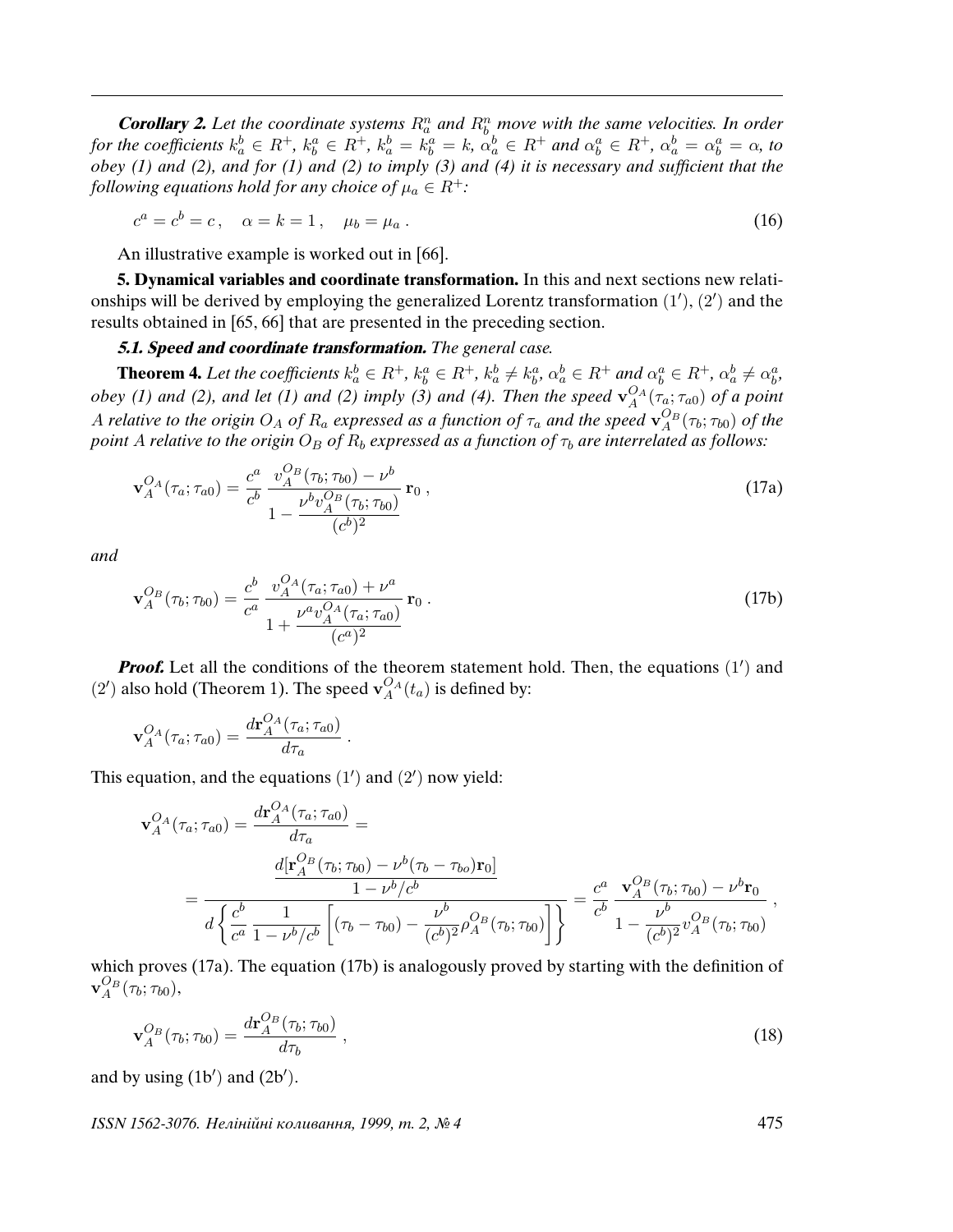***Corollary 2.*** *Let the coordinate systems $R_a^n$ and $R_b^n$ move with the same velocities. In order for the coefficients $k_a^b \in R^+$, $k_b^a \in R^+$, $k_a^b = k_b^a = k$, $\alpha_a^b \in R^+$ and $\alpha_b^a \in R^+$, $\alpha_a^b = \alpha_b^a = \alpha$, to obey (1) and (2), and for (1) and (2) to imply (3) and (4) it is necessary and sufficient that the following equations hold for any choice of $\mu_a \in R^+$:*

$$c^a = c^b = c\,, \quad \alpha = k = 1\,, \quad \mu_b = \mu_a\,. \tag{16}$$

An illustrative example is worked out in [66].

**5. Dynamical variables and coordinate transformation.** In this and next sections new relationships will be derived by employing the generalized Lorentz transformation $(1')$, $(2')$ and the results obtained in [65, 66] that are presented in the preceding section.

***5.1. Speed and coordinate transformation.*** *The general case.*

**Theorem 4.** *Let the coefficients $k_a^b \in R^+$, $k_b^a \in R^+$, $k_a^b \neq k_b^a$, $\alpha_a^b \in R^+$ and $\alpha_b^a \in R^+$, $\alpha_a^b \neq \alpha_b^a$, obey (1) and (2), and let (1) and (2) imply (3) and (4). Then the speed $\mathbf{v}_A^{O_A}(\tau_a;\tau_{a0})$ of a point $A$ relative to the origin $O_A$ of $R_a$ expressed as a function of $\tau_a$ and the speed $\mathbf{v}_A^{O_B}(\tau_b;\tau_{b0})$ of the point $A$ relative to the origin $O_B$ of $R_b$ expressed as a function of $\tau_b$ are interrelated as follows:*

$$\mathbf{v}_A^{O_A}(\tau_a;\tau_{a0}) = \frac{c^a}{c^b}\,\frac{v_A^{O_B}(\tau_b;\tau_{b0}) - \nu^b}{1 - \dfrac{\nu^b v_A^{O_B}(\tau_b;\tau_{b0})}{(c^b)^2}}\,\mathbf{r}_0\,, \tag{17a}$$

*and*

$$\mathbf{v}_A^{O_B}(\tau_b;\tau_{b0}) = \frac{c^b}{c^a}\,\frac{v_A^{O_A}(\tau_a;\tau_{a0}) + \nu^a}{1 + \dfrac{\nu^a v_A^{O_A}(\tau_a;\tau_{a0})}{(c^a)^2}}\,\mathbf{r}_0\,. \tag{17b}$$

***Proof.*** Let all the conditions of the theorem statement hold. Then, the equations $(1')$ and $(2')$ also hold (Theorem 1). The speed $\mathbf{v}_A^{O_A}(t_a)$ is defined by:

$$\mathbf{v}_A^{O_A}(\tau_a;\tau_{a0}) = \frac{d\mathbf{r}_A^{O_A}(\tau_a;\tau_{a0})}{d\tau_a}\,.$$

This equation, and the equations $(1')$ and $(2')$ now yield:

$$\mathbf{v}_A^{O_A}(\tau_a;\tau_{a0}) = \frac{d\mathbf{r}_A^{O_A}(\tau_a;\tau_{a0})}{d\tau_a} =$$

$$= \frac{\dfrac{d[\mathbf{r}_A^{O_B}(\tau_b;\tau_{b0}) - \nu^b(\tau_b - \tau_{bo})\mathbf{r}_0]}{1 - \nu^b/c^b}}{d\left\{\dfrac{c^b}{c^a}\,\dfrac{1}{1-\nu^b/c^b}\left[(\tau_b - \tau_{b0}) - \dfrac{\nu^b}{(c^b)^2}\rho_A^{O_B}(\tau_b;\tau_{b0})\right]\right\}} = \frac{c^a}{c^b}\,\frac{\mathbf{v}_A^{O_B}(\tau_b;\tau_{b0}) - \nu^b\mathbf{r}_0}{1 - \dfrac{\nu^b}{(c^b)^2}v_A^{O_B}(\tau_b;\tau_{b0})}\,,$$

which proves (17a). The equation (17b) is analogously proved by starting with the definition of $\mathbf{v}_A^{O_B}(\tau_b;\tau_{b0})$,

$$\mathbf{v}_A^{O_B}(\tau_b;\tau_{b0}) = \frac{d\mathbf{r}_A^{O_B}(\tau_b;\tau_{b0})}{d\tau_b}\,, \tag{18}$$

and by using $(1b')$ and $(2b')$.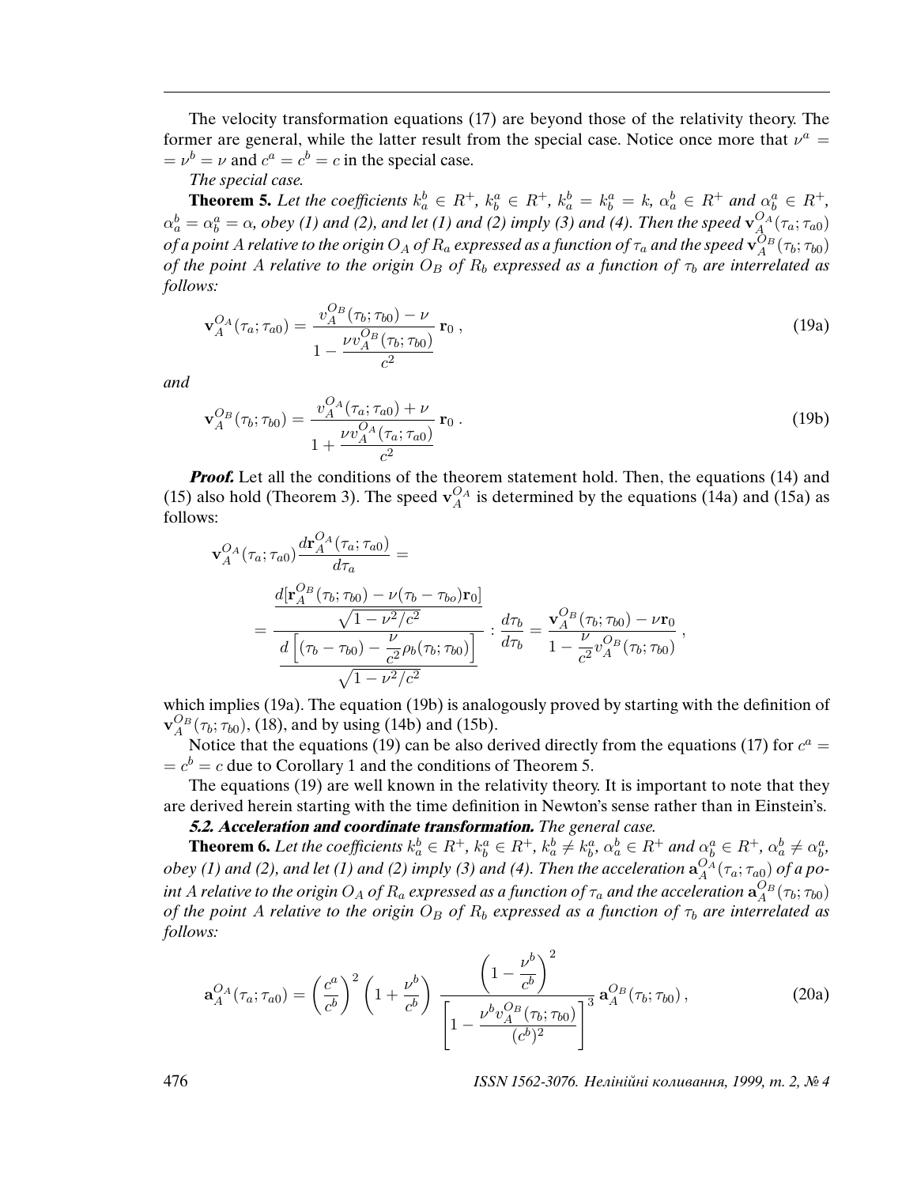The velocity transformation equations (17) are beyond those of the relativity theory. The former are general, while the latter result from the special case. Notice once more that $\nu^a = \nu^b = \nu$ and $c^a = c^b = c$ in the special case.

*The special case.*

**Theorem 5.** *Let the coefficients $k_a^b \in R^+$, $k_b^a \in R^+$, $k_a^b = k_b^a = k$, $\alpha_a^b \in R^+$ and $\alpha_b^a \in R^+$, $\alpha_a^b = \alpha_b^a = \alpha$, obey (1) and (2), and let (1) and (2) imply (3) and (4). Then the speed $\mathbf{v}_A^{O_A}(\tau_a;\tau_{a0})$ of a point $A$ relative to the origin $O_A$ of $R_a$ expressed as a function of $\tau_a$ and the speed $\mathbf{v}_A^{O_B}(\tau_b;\tau_{b0})$ of the point $A$ relative to the origin $O_B$ of $R_b$ expressed as a function of $\tau_b$ are interrelated as follows:*

$$\mathbf{v}_A^{O_A}(\tau_a;\tau_{a0}) = \frac{v_A^{O_B}(\tau_b;\tau_{b0}) - \nu}{1 - \dfrac{\nu v_A^{O_B}(\tau_b;\tau_{b0})}{c^2}}\,\mathbf{r}_0\,, \tag{19a}$$

*and*

$$\mathbf{v}_A^{O_B}(\tau_b;\tau_{b0}) = \frac{v_A^{O_A}(\tau_a;\tau_{a0}) + \nu}{1 + \dfrac{\nu v_A^{O_A}(\tau_a;\tau_{a0})}{c^2}}\,\mathbf{r}_0\,. \tag{19b}$$

***Proof.*** Let all the conditions of the theorem statement hold. Then, the equations (14) and (15) also hold (Theorem 3). The speed $\mathbf{v}_A^{O_A}$ is determined by the equations (14a) and (15a) as follows:

$$\mathbf{v}_A^{O_A}(\tau_a;\tau_{a0})\frac{d\mathbf{r}_A^{O_A}(\tau_a;\tau_{a0})}{d\tau_a} =$$

$$= \frac{\dfrac{d[\mathbf{r}_A^{O_B}(\tau_b;\tau_{b0}) - \nu(\tau_b - \tau_{bo})\mathbf{r}_0]}{\sqrt{1-\nu^2/c^2}}}{\dfrac{d\left[(\tau_b - \tau_{b0}) - \dfrac{\nu}{c^2}\rho_b(\tau_b;\tau_{b0})\right]}{\sqrt{1-\nu^2/c^2}}} : \frac{d\tau_b}{d\tau_b} = \frac{\mathbf{v}_A^{O_B}(\tau_b;\tau_{b0}) - \nu\mathbf{r}_0}{1 - \dfrac{\nu}{c^2}v_A^{O_B}(\tau_b;\tau_{b0})}\,,$$

which implies (19a). The equation (19b) is analogously proved by starting with the definition of $\mathbf{v}_A^{O_B}(\tau_b;\tau_{b0})$, (18), and by using (14b) and (15b).

Notice that the equations (19) can be also derived directly from the equations (17) for $c^a = c^b = c$ due to Corollary 1 and the conditions of Theorem 5.

The equations (19) are well known in the relativity theory. It is important to note that they are derived herein starting with the time definition in Newton's sense rather than in Einstein's.

***5.2. Acceleration and coordinate transformation.*** *The general case.*

**Theorem 6.** *Let the coefficients $k_a^b \in R^+$, $k_b^a \in R^+$, $k_a^b \neq k_b^a$, $\alpha_a^b \in R^+$ and $\alpha_b^a \in R^+$, $\alpha_a^b \neq \alpha_b^a$, obey (1) and (2), and let (1) and (2) imply (3) and (4). Then the acceleration $\mathbf{a}_A^{O_A}(\tau_a;\tau_{a0})$ of a point $A$ relative to the origin $O_A$ of $R_a$ expressed as a function of $\tau_a$ and the acceleration $\mathbf{a}_A^{O_B}(\tau_b;\tau_{b0})$ of the point $A$ relative to the origin $O_B$ of $R_b$ expressed as a function of $\tau_b$ are interrelated as follows:*

$$\mathbf{a}_A^{O_A}(\tau_a;\tau_{a0}) = \left(\frac{c^a}{c^b}\right)^2\left(1+\frac{\nu^b}{c^b}\right)\frac{\left(1-\dfrac{\nu^b}{c^b}\right)^2}{\left[1-\dfrac{\nu^b v_A^{O_B}(\tau_b;\tau_{b0})}{(c^b)^2}\right]^3}\,\mathbf{a}_A^{O_B}(\tau_b;\tau_{b0})\,, \tag{20a}$$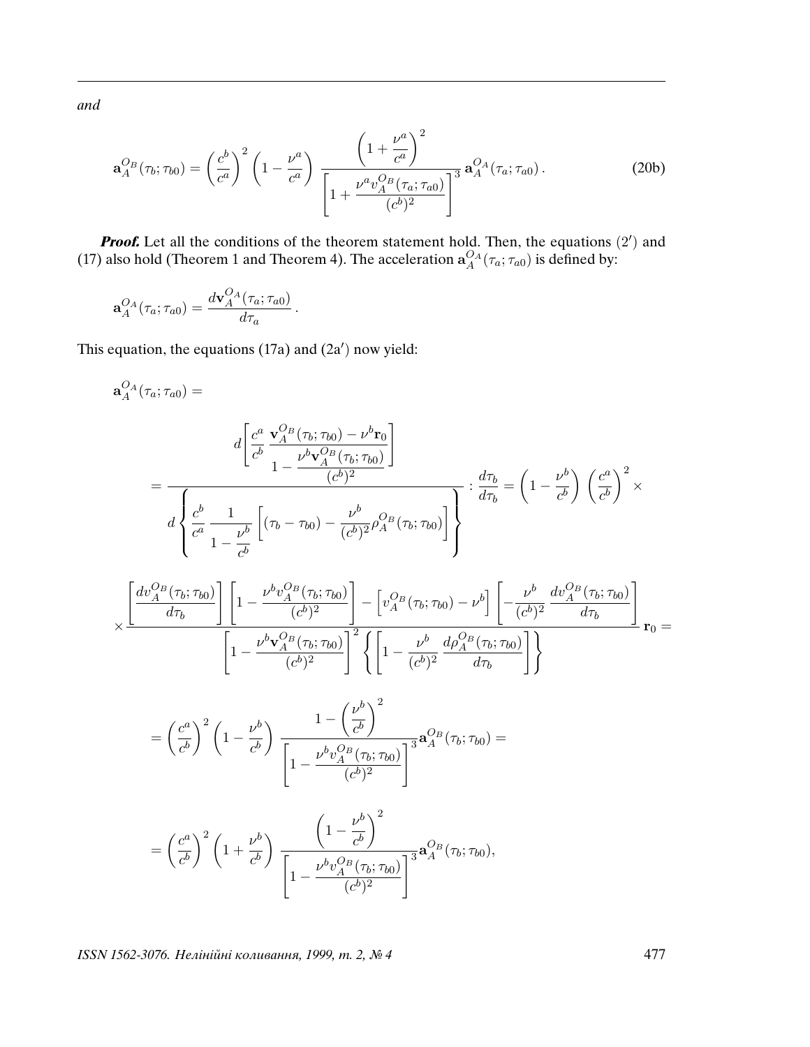*and*

$$
\mathbf{a}_A^{O_B}(\tau_b;\tau_{b0}) = \left(\frac{c^b}{c^a}\right)^2 \left(1-\frac{\nu^a}{c^a}\right) \frac{\left(1+\dfrac{\nu^a}{c^a}\right)^2}{\left[1+\dfrac{\nu^a v_A^{O_B}(\tau_a;\tau_{a0})}{(c^b)^2}\right]^3}\,\mathbf{a}_A^{O_A}(\tau_a;\tau_{a0})\,. \tag{20b}
$$

***Proof.*** Let all the conditions of the theorem statement hold. Then, the equations $(2')$ and (17) also hold (Theorem 1 and Theorem 4). The acceleration $\mathbf{a}_A^{O_A}(\tau_a;\tau_{a0})$ is defined by:

$$
\mathbf{a}_A^{O_A}(\tau_a;\tau_{a0}) = \frac{d\mathbf{v}_A^{O_A}(\tau_a;\tau_{a0})}{d\tau_a}\,.
$$

This equation, the equations (17a) and $(2\mathrm{a}')$ now yield:

$$
\mathbf{a}_A^{O_A}(\tau_a;\tau_{a0}) =
$$

$$
= \frac{d\left[\dfrac{c^a}{c^b}\,\dfrac{\mathbf{v}_A^{O_B}(\tau_b;\tau_{b0})-\nu^b\mathbf{r}_0}{1-\dfrac{\nu^b\mathbf{v}_A^{O_B}(\tau_b;\tau_{b0})}{(c^b)^2}}\right]}{d\left\{\dfrac{c^b}{c^a}\,\dfrac{1}{1-\dfrac{\nu^b}{c^b}}\left[(\tau_b-\tau_{b0})-\dfrac{\nu^b}{(c^b)^2}\rho_A^{O_B}(\tau_b;\tau_{b0})\right]\right\}} : \frac{d\tau_b}{d\tau_b} = \left(1-\frac{\nu^b}{c^b}\right)\left(\frac{c^a}{c^b}\right)^2 \times
$$

$$
\times \frac{\left[\dfrac{dv_A^{O_B}(\tau_b;\tau_{b0})}{d\tau_b}\right]\left[1-\dfrac{\nu^b v_A^{O_B}(\tau_b;\tau_{b0})}{(c^b)^2}\right]-\left[v_A^{O_B}(\tau_b;\tau_{b0})-\nu^b\right]\left[-\dfrac{\nu^b}{(c^b)^2}\,\dfrac{dv_A^{O_B}(\tau_b;\tau_{b0})}{d\tau_b}\right]}{\left[1-\dfrac{\nu^b\mathbf{v}_A^{O_B}(\tau_b;\tau_{b0})}{(c^b)^2}\right]^2\left\{\left[1-\dfrac{\nu^b}{(c^b)^2}\,\dfrac{d\rho_A^{O_B}(\tau_b;\tau_{b0})}{d\tau_b}\right]\right\}}\,\mathbf{r}_0 =
$$

$$
= \left(\frac{c^a}{c^b}\right)^2\left(1-\frac{\nu^b}{c^b}\right)\frac{1-\left(\dfrac{\nu^b}{c^b}\right)^2}{\left[1-\dfrac{\nu^b v_A^{O_B}(\tau_b;\tau_{b0})}{(c^b)^2}\right]^3}\mathbf{a}_A^{O_B}(\tau_b;\tau_{b0}) =
$$

$$
= \left(\frac{c^a}{c^b}\right)^2\left(1+\frac{\nu^b}{c^b}\right)\frac{\left(1-\dfrac{\nu^b}{c^b}\right)^2}{\left[1-\dfrac{\nu^b v_A^{O_B}(\tau_b;\tau_{b0})}{(c^b)^2}\right]^3}\mathbf{a}_A^{O_B}(\tau_b;\tau_{b0}),
$$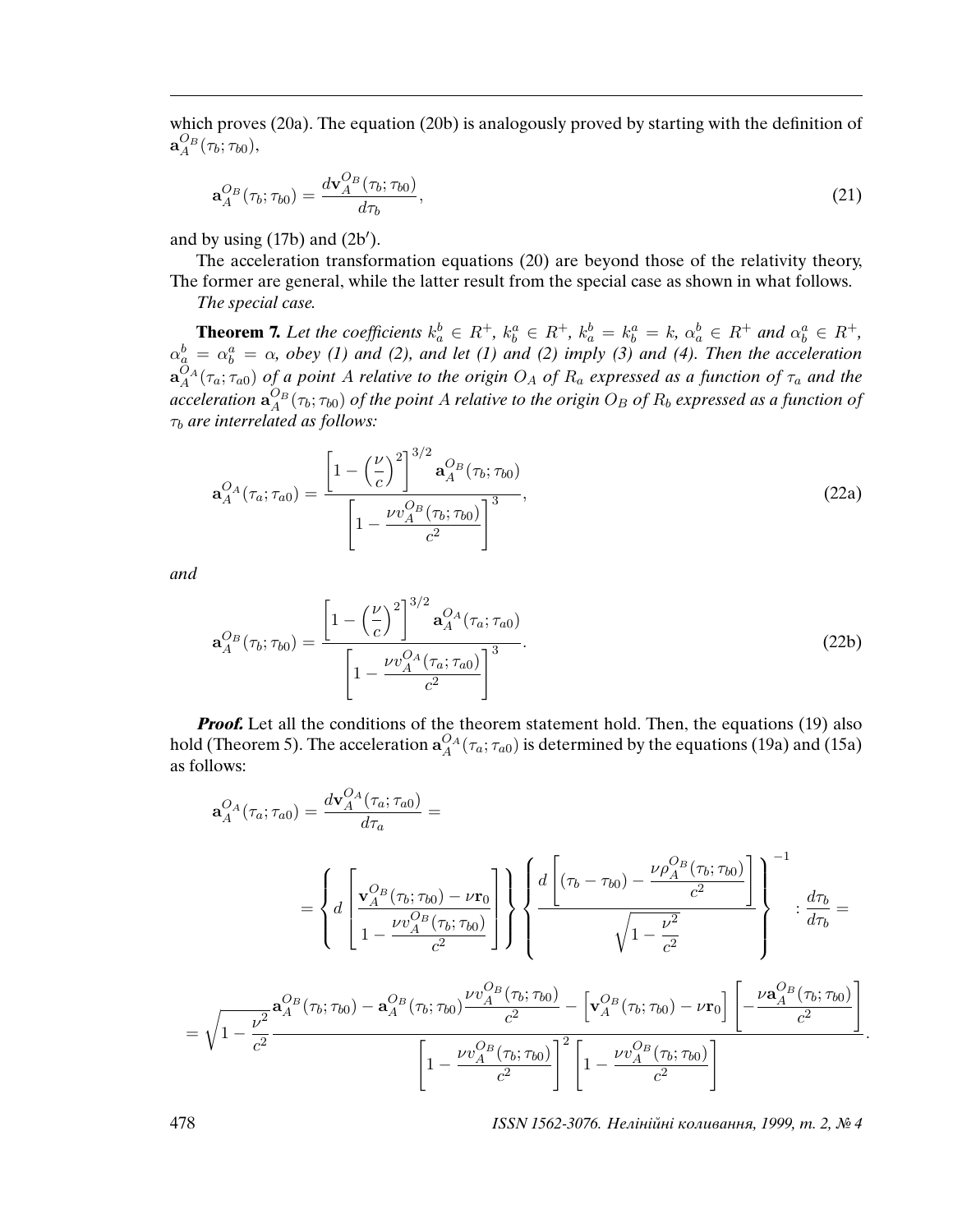which proves (20a). The equation (20b) is analogously proved by starting with the definition of $\mathbf{a}_A^{O_B}(\tau_b;\tau_{b0})$,

$$\mathbf{a}_A^{O_B}(\tau_b;\tau_{b0}) = \frac{d\mathbf{v}_A^{O_B}(\tau_b;\tau_{b0})}{d\tau_b}, \tag{21}$$

and by using (17b) and (2b′).

The acceleration transformation equations (20) are beyond those of the relativity theory, The former are general, while the latter result from the special case as shown in what follows.

*The special case.*

**Theorem 7.** *Let the coefficients $k_a^b \in R^+$, $k_b^a \in R^+$, $k_a^b = k_b^a = k$, $\alpha_a^b \in R^+$ and $\alpha_b^a \in R^+$, $\alpha_a^b = \alpha_b^a = \alpha$, obey (1) and (2), and let (1) and (2) imply (3) and (4). Then the acceleration $\mathbf{a}_A^{O_A}(\tau_a;\tau_{a0})$ of a point $A$ relative to the origin $O_A$ of $R_a$ expressed as a function of $\tau_a$ and the acceleration $\mathbf{a}_A^{O_B}(\tau_b;\tau_{b0})$ of the point $A$ relative to the origin $O_B$ of $R_b$ expressed as a function of $\tau_b$ are interrelated as follows:*

$$\mathbf{a}_A^{O_A}(\tau_a;\tau_{a0}) = \frac{\left[1-\left(\dfrac{\nu}{c}\right)^2\right]^{3/2}\mathbf{a}_A^{O_B}(\tau_b;\tau_{b0})}{\left[1-\dfrac{\nu v_A^{O_B}(\tau_b;\tau_{b0})}{c^2}\right]^3}, \tag{22a}$$

*and*

$$\mathbf{a}_A^{O_B}(\tau_b;\tau_{b0}) = \frac{\left[1-\left(\dfrac{\nu}{c}\right)^2\right]^{3/2}\mathbf{a}_A^{O_A}(\tau_a;\tau_{a0})}{\left[1-\dfrac{\nu v_A^{O_A}(\tau_a;\tau_{a0})}{c^2}\right]^3}. \tag{22b}$$

***Proof.*** Let all the conditions of the theorem statement hold. Then, the equations (19) also hold (Theorem 5). The acceleration $\mathbf{a}_A^{O_A}(\tau_a;\tau_{a0})$ is determined by the equations (19a) and (15a) as follows:

$$\mathbf{a}_A^{O_A}(\tau_a;\tau_{a0}) = \frac{d\mathbf{v}_A^{O_A}(\tau_a;\tau_{a0})}{d\tau_a} =$$

$$= \left\{ d\left[\frac{\mathbf{v}_A^{O_B}(\tau_b;\tau_{b0}) - \nu\mathbf{r}_0}{1-\dfrac{\nu v_A^{O_B}(\tau_b;\tau_{b0})}{c^2}}\right]\right\} \left\{\frac{d\left[(\tau_b-\tau_{b0}) - \dfrac{\nu\rho_A^{O_B}(\tau_b;\tau_{b0})}{c^2}\right]}{\sqrt{1-\dfrac{\nu^2}{c^2}}}\right\}^{-1} : \frac{d\tau_b}{d\tau_b} =$$

$$= \sqrt{1-\frac{\nu^2}{c^2}}\,\frac{\mathbf{a}_A^{O_B}(\tau_b;\tau_{b0}) - \mathbf{a}_A^{O_B}(\tau_b;\tau_{b0})\dfrac{\nu v_A^{O_B}(\tau_b;\tau_{b0})}{c^2} - \left[\mathbf{v}_A^{O_B}(\tau_b;\tau_{b0}) - \nu\mathbf{r}_0\right]\left[-\dfrac{\nu\mathbf{a}_A^{O_B}(\tau_b;\tau_{b0})}{c^2}\right]}{\left[1-\dfrac{\nu v_A^{O_B}(\tau_b;\tau_{b0})}{c^2}\right]^2\left[1-\dfrac{\nu v_A^{O_B}(\tau_b;\tau_{b0})}{c^2}\right]}.$$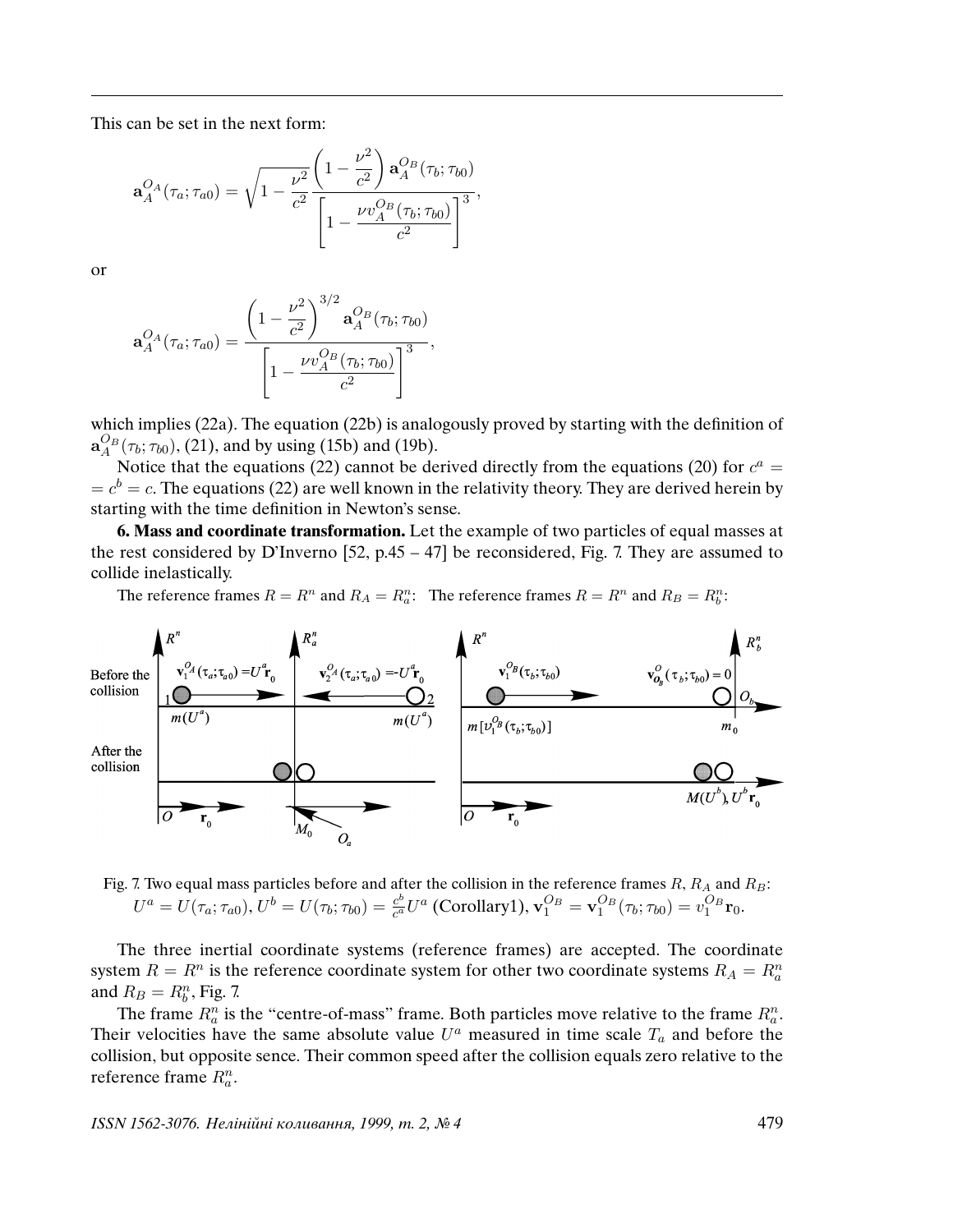This can be set in the next form:

$$\mathbf{a}_A^{O_A}(\tau_a;\tau_{a0}) = \sqrt{1-\frac{\nu^2}{c^2}}\frac{\left(1-\frac{\nu^2}{c^2}\right)\mathbf{a}_A^{O_B}(\tau_b;\tau_{b0})}{\left[1-\frac{\nu v_A^{O_B}(\tau_b;\tau_{b0})}{c^2}\right]^3},$$

or

$$\mathbf{a}_A^{O_A}(\tau_a;\tau_{a0}) = \frac{\left(1-\frac{\nu^2}{c^2}\right)^{3/2}\mathbf{a}_A^{O_B}(\tau_b;\tau_{b0})}{\left[1-\frac{\nu v_A^{O_B}(\tau_b;\tau_{b0})}{c^2}\right]^3},$$

which implies (22a). The equation (22b) is analogously proved by starting with the definition of $\mathbf{a}_A^{O_B}(\tau_b;\tau_{b0})$, (21), and by using (15b) and (19b).

Notice that the equations (22) cannot be derived directly from the equations (20) for $c^a = c^b = c$. The equations (22) are well known in the relativity theory. They are derived herein by starting with the time definition in Newton's sense.

**6. Mass and coordinate transformation.** Let the example of two particles of equal masses at the rest considered by D'Inverno [52, p.45 – 47] be reconsidered, Fig. 7. They are assumed to collide inelastically.

The reference frames $R = R^n$ and $R_A = R_a^n$: The reference frames $R = R^n$ and $R_B = R_b^n$:

Fig. 7. Two equal mass particles before and after the collision in the reference frames $R$, $R_A$ and $R_B$: $U^a = U(\tau_a;\tau_{a0})$, $U^b = U(\tau_b;\tau_{b0}) = \frac{c^b}{c^a}U^a$ (Corollary1), $\mathbf{v}_1^{O_B} = \mathbf{v}_1^{O_B}(\tau_b;\tau_{b0}) = v_1^{O_B}\mathbf{r}_0$.

The three inertial coordinate systems (reference frames) are accepted. The coordinate system $R = R^n$ is the reference coordinate system for other two coordinate systems $R_A = R_a^n$ and $R_B = R_b^n$, Fig. 7.

The frame $R_a^n$ is the "centre-of-mass" frame. Both particles move relative to the frame $R_a^n$. Their velocities have the same absolute value $U^a$ measured in time scale $T_a$ and before the collision, but opposite sence. Their common speed after the collision equals zero relative to the reference frame $R_a^n$.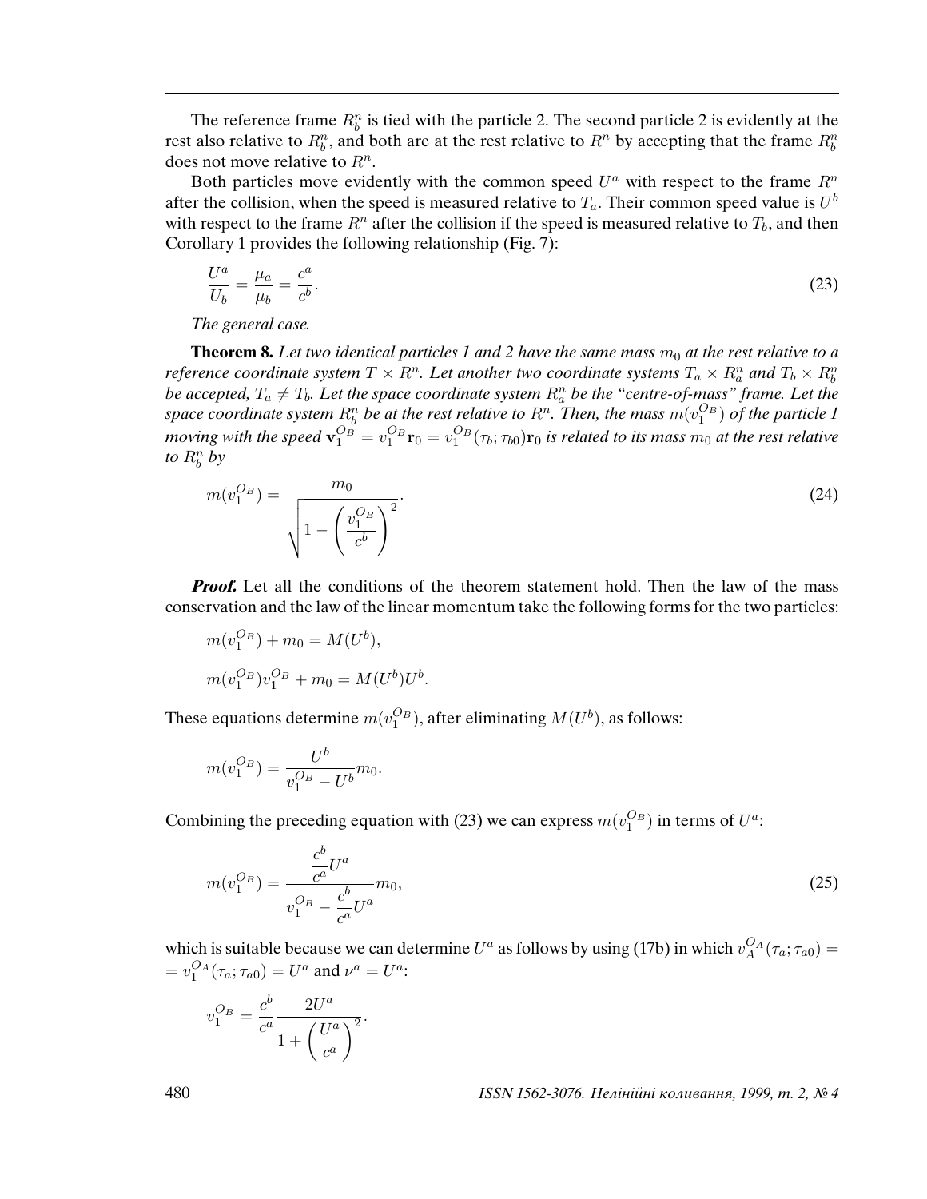The reference frame $R_b^n$ is tied with the particle 2. The second particle 2 is evidently at the rest also relative to $R_b^n$, and both are at the rest relative to $R^n$ by accepting that the frame $R_b^n$ does not move relative to $R^n$.

Both particles move evidently with the common speed $U^a$ with respect to the frame $R^n$ after the collision, when the speed is measured relative to $T_a$. Their common speed value is $U^b$ with respect to the frame $R^n$ after the collision if the speed is measured relative to $T_b$, and then Corollary 1 provides the following relationship (Fig. 7):

$$\frac{U^a}{U_b} = \frac{\mu_a}{\mu_b} = \frac{c^a}{c^b}. \tag{23}$$

*The general case.*

**Theorem 8.** *Let two identical particles 1 and 2 have the same mass $m_0$ at the rest relative to a reference coordinate system $T \times R^n$. Let another two coordinate systems $T_a \times R_a^n$ and $T_b \times R_b^n$ be accepted, $T_a \neq T_b$. Let the space coordinate system $R_a^n$ be the "centre-of-mass" frame. Let the space coordinate system $R_b^n$ be at the rest relative to $R^n$. Then, the mass $m(v_1^{O_B})$ of the particle 1 moving with the speed $\mathbf{v}_1^{O_B} = v_1^{O_B}\mathbf{r}_0 = v_1^{O_B}(\tau_b; \tau_{b0})\mathbf{r}_0$ is related to its mass $m_0$ at the rest relative to $R_b^n$ by*

$$m(v_1^{O_B}) = \frac{m_0}{\sqrt{1 - \left(\dfrac{v_1^{O_B}}{c^b}\right)^2}}. \tag{24}$$

***Proof.*** Let all the conditions of the theorem statement hold. Then the law of the mass conservation and the law of the linear momentum take the following forms for the two particles:

$$m(v_1^{O_B}) + m_0 = M(U^b),$$

$$m(v_1^{O_B})v_1^{O_B} + m_0 = M(U^b)U^b.$$

These equations determine $m(v_1^{O_B})$, after eliminating $M(U^b)$, as follows:

$$m(v_1^{O_B}) = \frac{U^b}{v_1^{O_B} - U^b} m_0.$$

Combining the preceding equation with (23) we can express $m(v_1^{O_B})$ in terms of $U^a$:

$$m(v_1^{O_B}) = \frac{\dfrac{c^b}{c^a}U^a}{v_1^{O_B} - \dfrac{c^b}{c^a}U^a} m_0, \tag{25}$$

which is suitable because we can determine $U^a$ as follows by using (17b) in which $v_A^{O_A}(\tau_a; \tau_{a0}) = v_1^{O_A}(\tau_a; \tau_{a0}) = U^a$ and $\nu^a = U^a$:

$$v_1^{O_B} = \frac{c^b}{c^a} \frac{2U^a}{1 + \left(\dfrac{U^a}{c^a}\right)^2}.$$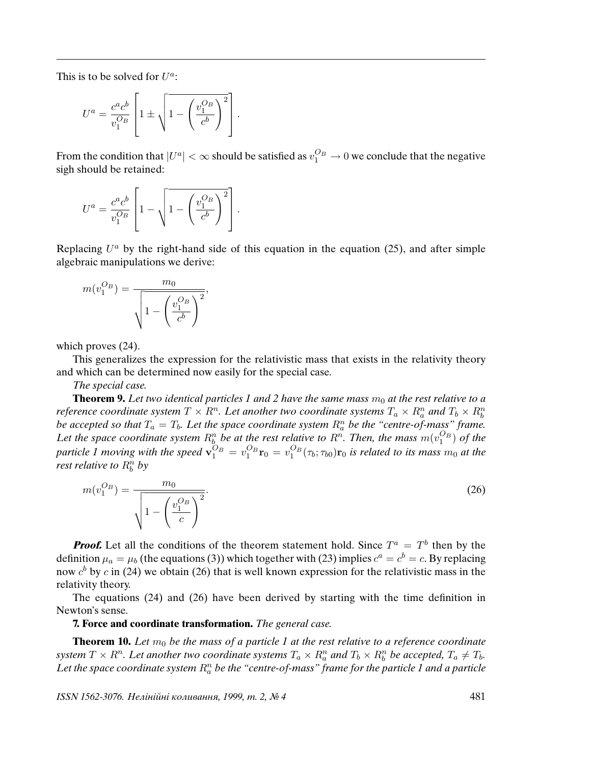This is to be solved for $U^a$:

$$U^a = \frac{c^a c^b}{v_1^{O_B}} \left[ 1 \pm \sqrt{1 - \left( \frac{v_1^{O_B}}{c^b} \right)^2} \right].$$

From the condition that $|U^a| < \infty$ should be satisfied as $v_1^{O_B} \to 0$ we conclude that the negative sigh should be retained:

$$U^a = \frac{c^a c^b}{v_1^{O_B}} \left[ 1 - \sqrt{1 - \left( \frac{v_1^{O_B}}{c^b} \right)^2} \right].$$

Replacing $U^a$ by the right-hand side of this equation in the equation (25), and after simple algebraic manipulations we derive:

$$m(v_1^{O_B}) = \frac{m_0}{\sqrt{1 - \left( \frac{v_1^{O_B}}{c^b} \right)^2}},$$

which proves (24).

This generalizes the expression for the relativistic mass that exists in the relativity theory and which can be determined now easily for the special case.

*The special case.*

**Theorem 9.** *Let two identical particles 1 and 2 have the same mass $m_0$ at the rest relative to a reference coordinate system $T \times R^n$. Let another two coordinate systems $T_a \times R_a^n$ and $T_b \times R_b^n$ be accepted so that $T_a = T_b$. Let the space coordinate system $R_a^n$ be the "centre-of-mass" frame. Let the space coordinate system $R_b^n$ be at the rest relative to $R^n$. Then, the mass $m(v_1^{O_B})$ of the particle 1 moving with the speed $\mathbf{v}_1^{O_B} = v_1^{O_B}\mathbf{r}_0 = v_1^{O_B}(\tau_b; \tau_{b0})\mathbf{r}_0$ is related to its mass $m_0$ at the rest relative to $R_b^n$ by*

$$m(v_1^{O_B}) = \frac{m_0}{\sqrt{1 - \left( \frac{v_1^{O_B}}{c} \right)^2}}. \tag{26}$$

***Proof.*** Let all the conditions of the theorem statement hold. Since $T^a = T^b$ then by the definition $\mu_a = \mu_b$ (the equations (3)) which together with (23) implies $c^a = c^b = c$. By replacing now $c^b$ by $c$ in (24) we obtain (26) that is well known expression for the relativistic mass in the relativity theory.

The equations (24) and (26) have been derived by starting with the time definition in Newton's sense.

**7. Force and coordinate transformation.** *The general case.*

**Theorem 10.** *Let $m_0$ be the mass of a particle 1 at the rest relative to a reference coordinate system $T \times R^n$. Let another two coordinate systems $T_a \times R_a^n$ and $T_b \times R_b^n$ be accepted, $T_a \neq T_b$. Let the space coordinate system $R_a^n$ be the "centre-of-mass" frame for the particle 1 and a particle*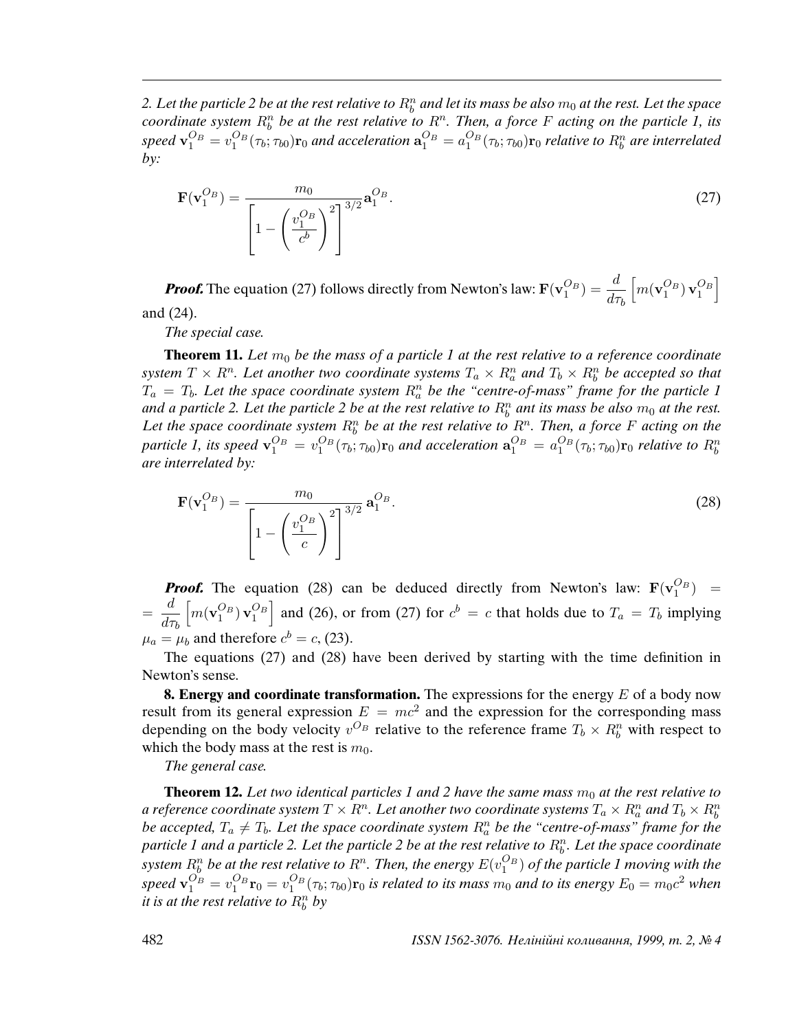*2. Let the particle 2 be at the rest relative to $R_b^n$ and let its mass be also $m_0$ at the rest. Let the space coordinate system $R_b^n$ be at the rest relative to $R^n$. Then, a force $F$ acting on the particle 1, its speed $\mathbf{v}_1^{O_B} = v_1^{O_B}(\tau_b;\tau_{b0})\mathbf{r}_0$ and acceleration $\mathbf{a}_1^{O_B} = a_1^{O_B}(\tau_b;\tau_{b0})\mathbf{r}_0$ relative to $R_b^n$ are interrelated by:*

$$\mathbf{F}(\mathbf{v}_1^{O_B}) = \frac{m_0}{\left[1 - \left(\dfrac{v_1^{O_B}}{c^b}\right)^2\right]^{3/2}} \mathbf{a}_1^{O_B}. \tag{27}$$

***Proof.*** The equation (27) follows directly from Newton's law: $\mathbf{F}(\mathbf{v}_1^{O_B}) = \dfrac{d}{d\tau_b}\left[m(\mathbf{v}_1^{O_B})\,\mathbf{v}_1^{O_B}\right]$ and (24).

*The special case.*

**Theorem 11.** *Let $m_0$ be the mass of a particle 1 at the rest relative to a reference coordinate system $T \times R^n$. Let another two coordinate systems $T_a \times R_a^n$ and $T_b \times R_b^n$ be accepted so that $T_a = T_b$. Let the space coordinate system $R_a^n$ be the "centre-of-mass" frame for the particle 1 and a particle 2. Let the particle 2 be at the rest relative to $R_b^n$ ant its mass be also $m_0$ at the rest. Let the space coordinate system $R_b^n$ be at the rest relative to $R^n$. Then, a force $F$ acting on the particle 1, its speed $\mathbf{v}_1^{O_B} = v_1^{O_B}(\tau_b;\tau_{b0})\mathbf{r}_0$ and acceleration $\mathbf{a}_1^{O_B} = a_1^{O_B}(\tau_b;\tau_{b0})\mathbf{r}_0$ relative to $R_b^n$ are interrelated by:*

$$\mathbf{F}(\mathbf{v}_1^{O_B}) = \frac{m_0}{\left[1 - \left(\dfrac{v_1^{O_B}}{c}\right)^2\right]^{3/2}} \mathbf{a}_1^{O_B}. \tag{28}$$

***Proof.*** The equation (28) can be deduced directly from Newton's law: $\mathbf{F}(\mathbf{v}_1^{O_B}) = \dfrac{d}{d\tau_b}\left[m(\mathbf{v}_1^{O_B})\,\mathbf{v}_1^{O_B}\right]$ and (26), or from (27) for $c^b = c$ that holds due to $T_a = T_b$ implying $\mu_a = \mu_b$ and therefore $c^b = c$, (23).

The equations (27) and (28) have been derived by starting with the time definition in Newton's sense.

**8. Energy and coordinate transformation.** The expressions for the energy $E$ of a body now result from its general expression $E = mc^2$ and the expression for the corresponding mass depending on the body velocity $v^{O_B}$ relative to the reference frame $T_b \times R_b^n$ with respect to which the body mass at the rest is $m_0$.

*The general case.*

**Theorem 12.** *Let two identical particles 1 and 2 have the same mass $m_0$ at the rest relative to a reference coordinate system $T \times R^n$. Let another two coordinate systems $T_a \times R_a^n$ and $T_b \times R_b^n$ be accepted, $T_a \neq T_b$. Let the space coordinate system $R_a^n$ be the "centre-of-mass" frame for the particle 1 and a particle 2. Let the particle 2 be at the rest relative to $R_a^n$. Let the space coordinate system $R_b^n$ be at the rest relative to $R^n$. Then, the energy $E(v_1^{O_B})$ of the particle 1 moving with the speed $\mathbf{v}_1^{O_B} = v_1^{O_B}\mathbf{r}_0 = v_1^{O_B}(\tau_b;\tau_{b0})\mathbf{r}_0$ is related to its mass $m_0$ and to its energy $E_0 = m_0c^2$ when it is at the rest relative to $R_b^n$ by*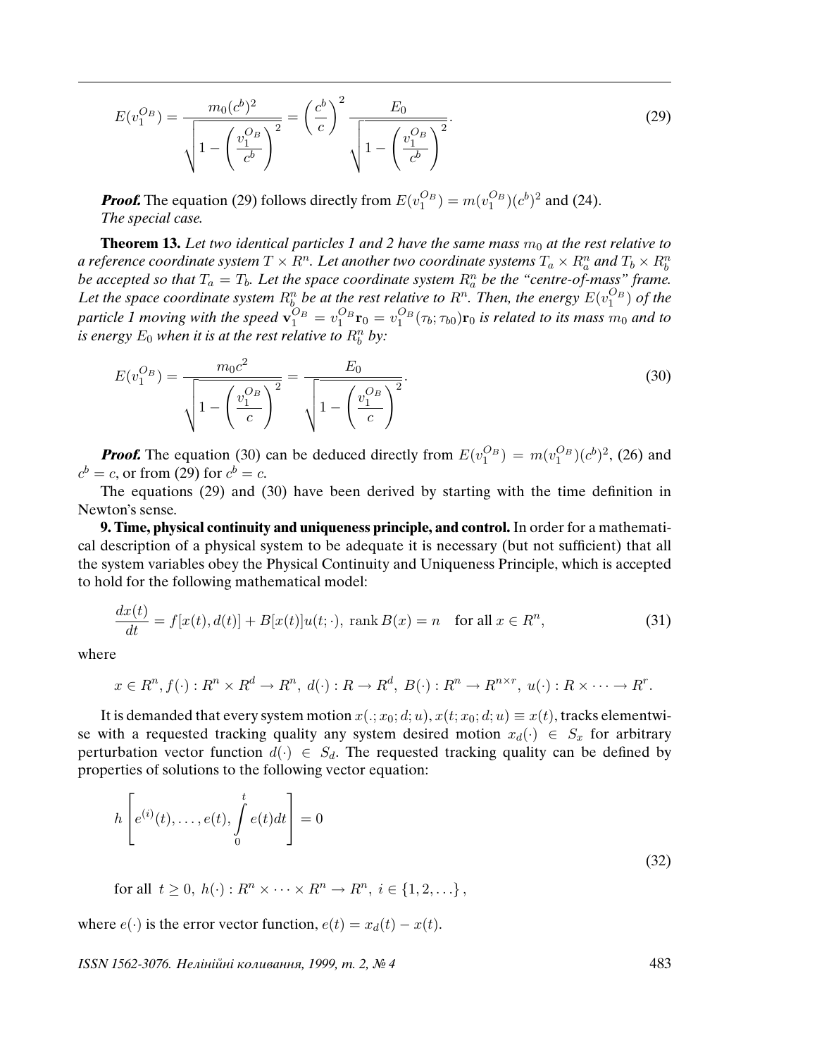$$E(v_1^{O_B}) = \frac{m_0 (c^b)^2}{\sqrt{1 - \left(\frac{v_1^{O_B}}{c^b}\right)^2}} = \left(\frac{c^b}{c}\right)^2 \frac{E_0}{\sqrt{1 - \left(\frac{v_1^{O_B}}{c^b}\right)^2}}. \tag{29}$$

***Proof.*** The equation (29) follows directly from $E(v_1^{O_B}) = m(v_1^{O_B})(c^b)^2$ and (24).
*The special case.*

**Theorem 13.** *Let two identical particles 1 and 2 have the same mass $m_0$ at the rest relative to a reference coordinate system $T \times R^n$. Let another two coordinate systems $T_a \times R_a^n$ and $T_b \times R_b^n$ be accepted so that $T_a = T_b$. Let the space coordinate system $R_a^n$ be the "centre-of-mass" frame. Let the space coordinate system $R_b^n$ be at the rest relative to $R^n$. Then, the energy $E(v_1^{O_B})$ of the particle 1 moving with the speed $\mathbf{v}_1^{O_B} = v_1^{O_B}\mathbf{r}_0 = v_1^{O_B}(\tau_b; \tau_{b0})\mathbf{r}_0$ is related to its mass $m_0$ and to is energy $E_0$ when it is at the rest relative to $R_b^n$ by:*

$$E(v_1^{O_B}) = \frac{m_0 c^2}{\sqrt{1 - \left(\frac{v_1^{O_B}}{c}\right)^2}} = \frac{E_0}{\sqrt{1 - \left(\frac{v_1^{O_B}}{c}\right)^2}}. \tag{30}$$

***Proof.*** The equation (30) can be deduced directly from $E(v_1^{O_B}) = m(v_1^{O_B})(c^b)^2$, (26) and $c^b = c$, or from (29) for $c^b = c$.

The equations (29) and (30) have been derived by starting with the time definition in Newton's sense.

**9. Time, physical continuity and uniqueness principle, and control.** In order for a mathematical description of a physical system to be adequate it is necessary (but not sufficient) that all the system variables obey the Physical Continuity and Uniqueness Principle, which is accepted to hold for the following mathematical model:

$$\frac{dx(t)}{dt} = f[x(t), d(t)] + B[x(t)]u(t; \cdot), \ \operatorname{rank} B(x) = n \quad \text{for all } x \in R^n, \tag{31}$$

where

$$x \in R^n, f(\cdot) : R^n \times R^d \to R^n, \ d(\cdot) : R \to R^d, \ B(\cdot) : R^n \to R^{n \times r}, \ u(\cdot) : R \times \cdots \to R^r.$$

It is demanded that every system motion $x(.; x_0; d; u)$, $x(t; x_0; d; u) \equiv x(t)$, tracks elementwise with a requested tracking quality any system desired motion $x_d(\cdot) \in S_x$ for arbitrary perturbation vector function $d(\cdot) \in S_d$. The requested tracking quality can be defined by properties of solutions to the following vector equation:

$$h\left[e^{(i)}(t), \ldots, e(t), \int_0^t e(t)dt\right] = 0$$

$$\text{for all } \ t \geq 0, \ h(\cdot) : R^n \times \cdots \times R^n \to R^n, \ i \in \{1, 2, \ldots\}, \tag{32}$$

where $e(\cdot)$ is the error vector function, $e(t) = x_d(t) - x(t)$.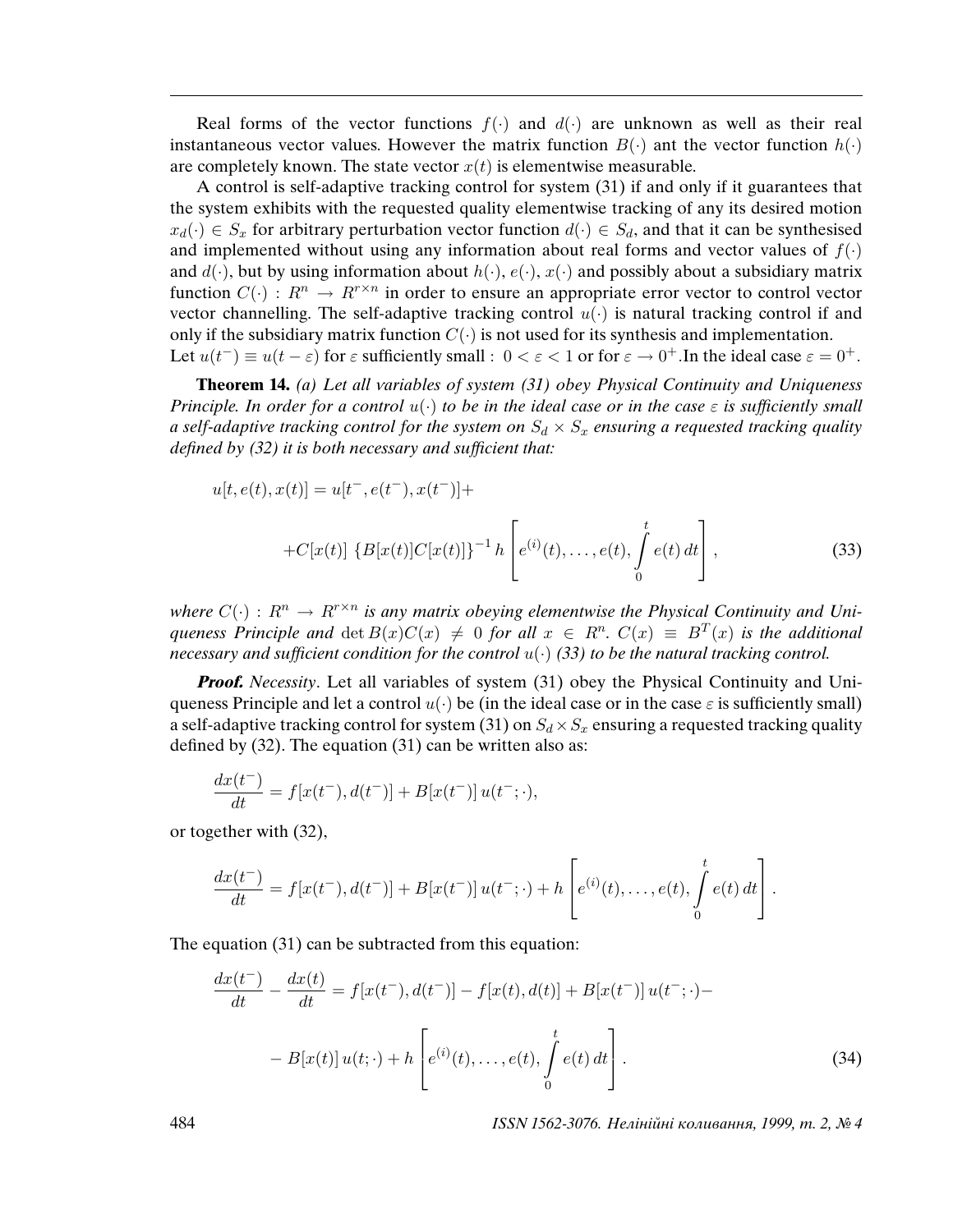Real forms of the vector functions $f(\cdot)$ and $d(\cdot)$ are unknown as well as their real instantaneous vector values. However the matrix function $B(\cdot)$ ant the vector function $h(\cdot)$ are completely known. The state vector $x(t)$ is elementwise measurable.

A control is self-adaptive tracking control for system (31) if and only if it guarantees that the system exhibits with the requested quality elementwise tracking of any its desired motion $x_d(\cdot) \in S_x$ for arbitrary perturbation vector function $d(\cdot) \in S_d$, and that it can be synthesised and implemented without using any information about real forms and vector values of $f(\cdot)$ and $d(\cdot)$, but by using information about $h(\cdot)$, $e(\cdot)$, $x(\cdot)$ and possibly about a subsidiary matrix function $C(\cdot) : R^n \to R^{r\times n}$ in order to ensure an appropriate error vector to control vector vector channelling. The self-adaptive tracking control $u(\cdot)$ is natural tracking control if and only if the subsidiary matrix function $C(\cdot)$ is not used for its synthesis and implementation.
Let $u(t^-) \equiv u(t-\varepsilon)$ for $\varepsilon$ sufficiently small : $0 < \varepsilon < 1$ or for $\varepsilon \to 0^+$.In the ideal case $\varepsilon = 0^+$.

**Theorem 14.** *(a) Let all variables of system (31) obey Physical Continuity and Uniqueness Principle. In order for a control $u(\cdot)$ to be in the ideal case or in the case $\varepsilon$ is sufficiently small a self-adaptive tracking control for the system on $S_d \times S_x$ ensuring a requested tracking quality defined by (32) it is both necessary and sufficient that:*

$$
\begin{gathered}
u[t, e(t), x(t)] = u[t^-, e(t^-), x(t^-)] + \\
+ C[x(t)] \, \{B[x(t)]C[x(t)]\}^{-1} \, h\left[e^{(i)}(t), \ldots, e(t), \int_0^t e(t)\,dt\right], \qquad (33)
\end{gathered}
$$

*where $C(\cdot) : R^n \to R^{r\times n}$ is any matrix obeying elementwise the Physical Continuity and Uniqueness Principle and $\det B(x)C(x) \neq 0$ for all $x \in R^n$. $C(x) \equiv B^T(x)$ is the additional necessary and sufficient condition for the control $u(\cdot)$ (33) to be the natural tracking control.*

***Proof.*** *Necessity*. Let all variables of system (31) obey the Physical Continuity and Uniqueness Principle and let a control $u(\cdot)$ be (in the ideal case or in the case $\varepsilon$ is sufficiently small) a self-adaptive tracking control for system (31) on $S_d \times S_x$ ensuring a requested tracking quality defined by (32). The equation (31) can be written also as:

$$
\frac{dx(t^-)}{dt} = f[x(t^-), d(t^-)] + B[x(t^-)]\, u(t^-; \cdot),
$$

or together with (32),

$$
\frac{dx(t^-)}{dt} = f[x(t^-), d(t^-)] + B[x(t^-)]\, u(t^-; \cdot) + h\left[e^{(i)}(t), \ldots, e(t), \int_0^t e(t)\,dt\right].
$$

The equation (31) can be subtracted from this equation:

$$
\begin{gathered}
\frac{dx(t^-)}{dt} - \frac{dx(t)}{dt} = f[x(t^-), d(t^-)] - f[x(t), d(t)] + B[x(t^-)]\, u(t^-; \cdot) - \\
- B[x(t)]\, u(t; \cdot) + h\left[e^{(i)}(t), \ldots, e(t), \int_0^t e(t)\,dt\right]. \qquad (34)
\end{gathered}
$$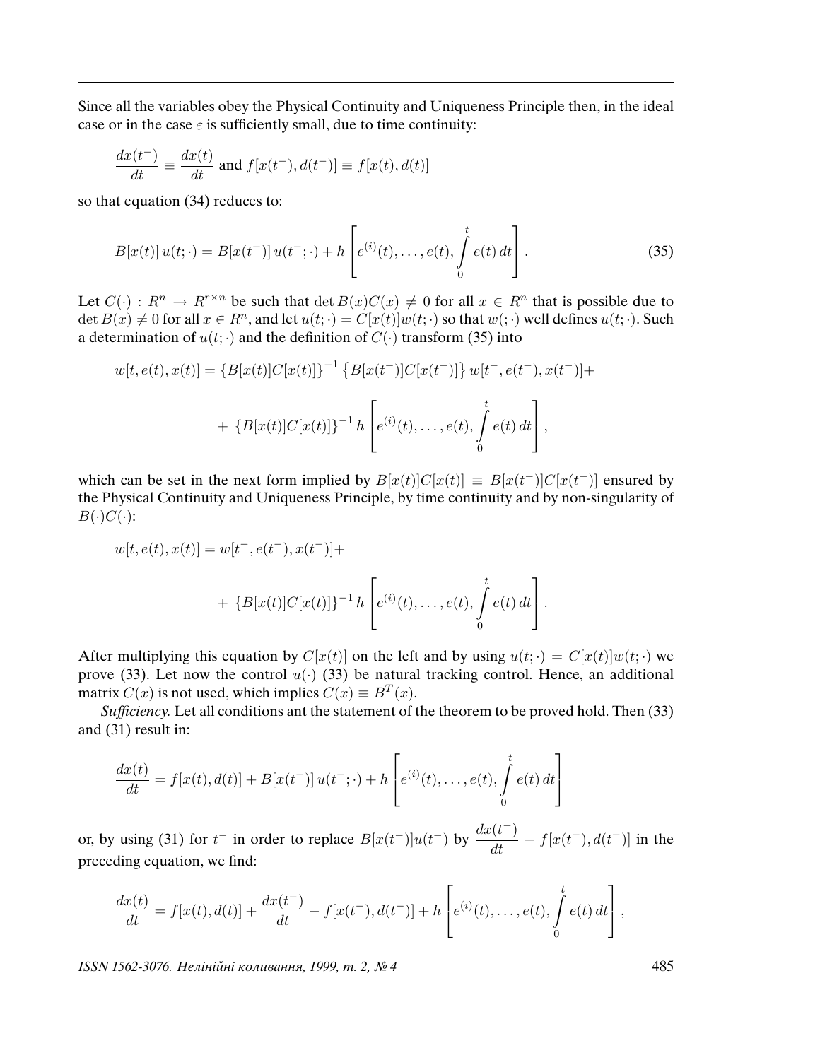Since all the variables obey the Physical Continuity and Uniqueness Principle then, in the ideal case or in the case $\varepsilon$ is sufficiently small, due to time continuity:

$$\frac{dx(t^-)}{dt} \equiv \frac{dx(t)}{dt} \text{ and } f[x(t^-), d(t^-)] \equiv f[x(t), d(t)]$$

so that equation (34) reduces to:

$$B[x(t)]\, u(t;\cdot) = B[x(t^-)]\, u(t^-;\cdot) + h\left[e^{(i)}(t), \ldots, e(t), \int\limits_0^t e(t)\, dt\right]. \tag{35}$$

Let $C(\cdot) : R^n \to R^{r \times n}$ be such that $\det B(x)C(x) \neq 0$ for all $x \in R^n$ that is possible due to $\det B(x) \neq 0$ for all $x \in R^n$, and let $u(t;\cdot) = C[x(t)]w(t;\cdot)$ so that $w(;\cdot)$ well defines $u(t;\cdot)$. Such a determination of $u(t;\cdot)$ and the definition of $C(\cdot)$ transform (35) into

$$w[t, e(t), x(t)] = \{B[x(t)]C[x(t)]\}^{-1}\left\{B[x(t^-)]C[x(t^-)]\right\} w[t^-, e(t^-), x(t^-)] +$$

$$+ \{B[x(t)]C[x(t)]\}^{-1} h\left[e^{(i)}(t), \ldots, e(t), \int\limits_0^t e(t)\, dt\right],$$

which can be set in the next form implied by $B[x(t)]C[x(t)] \equiv B[x(t^-)]C[x(t^-)]$ ensured by the Physical Continuity and Uniqueness Principle, by time continuity and by non-singularity of $B(\cdot)C(\cdot)$:

$$w[t, e(t), x(t)] = w[t^-, e(t^-), x(t^-)] +$$

$$+ \{B[x(t)]C[x(t)]\}^{-1} h\left[e^{(i)}(t), \ldots, e(t), \int\limits_0^t e(t)\, dt\right].$$

After multiplying this equation by $C[x(t)]$ on the left and by using $u(t;\cdot) = C[x(t)]w(t;\cdot)$ we prove (33). Let now the control $u(\cdot)$ (33) be natural tracking control. Hence, an additional matrix $C(x)$ is not used, which implies $C(x) \equiv B^T(x)$.

*Sufficiency.* Let all conditions ant the statement of the theorem to be proved hold. Then (33) and (31) result in:

$$\frac{dx(t)}{dt} = f[x(t), d(t)] + B[x(t^-)]\, u(t^-;\cdot) + h\left[e^{(i)}(t), \ldots, e(t), \int\limits_0^t e(t)\, dt\right]$$

or, by using (31) for $t^-$ in order to replace $B[x(t^-)]u(t^-)$ by $\dfrac{dx(t^-)}{dt} - f[x(t^-), d(t^-)]$ in the preceding equation, we find:

$$\frac{dx(t)}{dt} = f[x(t), d(t)] + \frac{dx(t^-)}{dt} - f[x(t^-), d(t^-)] + h\left[e^{(i)}(t), \ldots, e(t), \int\limits_0^t e(t)\, dt\right],$$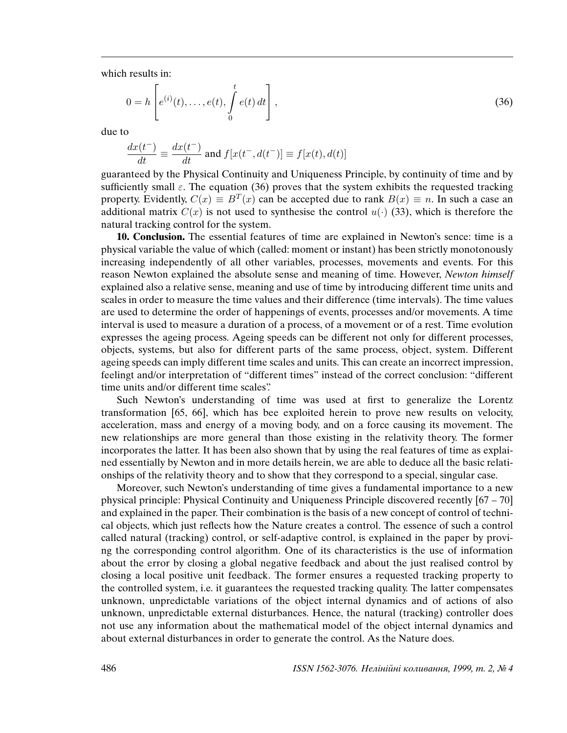which results in:

$$0 = h\left[e^{(i)}(t), \ldots, e(t), \int\limits_{0}^{t} e(t)\, dt\right], \tag{36}$$

due to

$$\frac{dx(t^-)}{dt} \equiv \frac{dx(t^-)}{dt} \text{ and } f[x(t^-, d(t^-)] \equiv f[x(t), d(t)]$$

guaranteed by the Physical Continuity and Uniqueness Principle, by continuity of time and by sufficiently small $\varepsilon$. The equation (36) proves that the system exhibits the requested tracking property. Evidently, $C(x) \equiv B^T(x)$ can be accepted due to rank $B(x) \equiv n$. In such a case an additional matrix $C(x)$ is not used to synthesise the control $u(\cdot)$ (33), which is therefore the natural tracking control for the system.

**10. Conclusion.** The essential features of time are explained in Newton's sence: time is a physical variable the value of which (called: moment or instant) has been strictly monotonously increasing independently of all other variables, processes, movements and events. For this reason Newton explained the absolute sense and meaning of time. However, *Newton himself* explained also a relative sense, meaning and use of time by introducing different time units and scales in order to measure the time values and their difference (time intervals). The time values are used to determine the order of happenings of events, processes and/or movements. A time interval is used to measure a duration of a process, of a movement or of a rest. Time evolution expresses the ageing process. Ageing speeds can be different not only for different processes, objects, systems, but also for different parts of the same process, object, system. Different ageing speeds can imply different time scales and units. This can create an incorrect impression, feelingt and/or interpretation of "different times" instead of the correct conclusion: "different time units and/or different time scales".

Such Newton's understanding of time was used at first to generalize the Lorentz transformation [65, 66], which has bee exploited herein to prove new results on velocity, acceleration, mass and energy of a moving body, and on a force causing its movement. The new relationships are more general than those existing in the relativity theory. The former incorporates the latter. It has been also shown that by using the real features of time as explained essentially by Newton and in more details herein, we are able to deduce all the basic relationships of the relativity theory and to show that they correspond to a special, singular case.

Moreover, such Newton's understanding of time gives a fundamental importance to a new physical principle: Physical Continuity and Uniqueness Principle discovered recently [67 – 70] and explained in the paper. Their combination is the basis of a new concept of control of technical objects, which just reflects how the Nature creates a control. The essence of such a control called natural (tracking) control, or self-adaptive control, is explained in the paper by proving the corresponding control algorithm. One of its characteristics is the use of information about the error by closing a global negative feedback and about the just realised control by closing a local positive unit feedback. The former ensures a requested tracking property to the controlled system, i.e. it guarantees the requested tracking quality. The latter compensates unknown, unpredictable variations of the object internal dynamics and of actions of also unknown, unpredictable external disturbances. Hence, the natural (tracking) controller does not use any information about the mathematical model of the object internal dynamics and about external disturbances in order to generate the control. As the Nature does.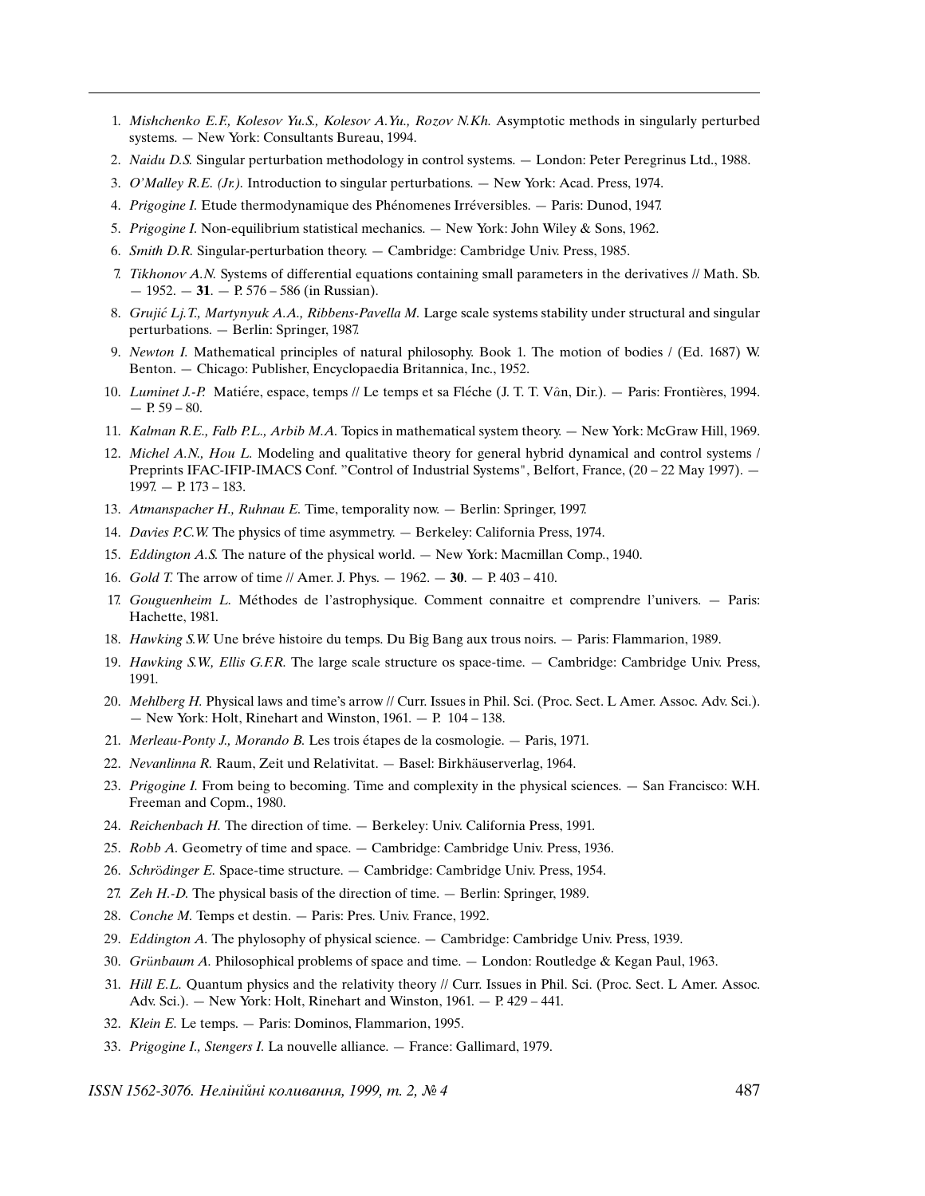1. *Mishchenko E.F., Kolesov Yu.S., Kolesov A.Yu., Rozov N.Kh.* Asymptotic methods in singularly perturbed systems. — New York: Consultants Bureau, 1994.
2. *Naidu D.S.* Singular perturbation methodology in control systems. — London: Peter Peregrinus Ltd., 1988.
3. *O'Malley R.E. (Jr.).* Introduction to singular perturbations. — New York: Acad. Press, 1974.
4. *Prigogine I.* Etude thermodynamique des Phénomenes Irréversibles. — Paris: Dunod, 1947.
5. *Prigogine I.* Non-equilibrium statistical mechanics. — New York: John Wiley & Sons, 1962.
6. *Smith D.R.* Singular-perturbation theory. — Cambridge: Cambridge Univ. Press, 1985.
7. *Tikhonov A.N.* Systems of differential equations containing small parameters in the derivatives // Math. Sb. — 1952. — **31**. — P. 576 – 586 (in Russian).
8. *Grujić Lj.T., Martynyuk A.A., Ribbens-Pavella M.* Large scale systems stability under structural and singular perturbations. — Berlin: Springer, 1987.
9. *Newton I.* Mathematical principles of natural philosophy. Book 1. The motion of bodies / (Ed. 1687) W. Benton. — Chicago: Publisher, Encyclopaedia Britannica, Inc., 1952.
10. *Luminet J.-P.* Matiére, espace, temps // Le temps et sa Fléche (J. T. T. Vân, Dir.). — Paris: Frontières, 1994. — P. 59 – 80.
11. *Kalman R.E., Falb P.L., Arbib M.A.* Topics in mathematical system theory. — New York: McGraw Hill, 1969.
12. *Michel A.N., Hou L.* Modeling and qualitative theory for general hybrid dynamical and control systems / Preprints IFAC-IFIP-IMACS Conf. "Control of Industrial Systems", Belfort, France, (20 – 22 May 1997). — 1997. — P. 173 – 183.
13. *Atmanspacher H., Ruhnau E.* Time, temporality now. — Berlin: Springer, 1997.
14. *Davies P.C.W.* The physics of time asymmetry. — Berkeley: California Press, 1974.
15. *Eddington A.S.* The nature of the physical world. — New York: Macmillan Comp., 1940.
16. *Gold T.* The arrow of time // Amer. J. Phys. — 1962. — **30**. — P. 403 – 410.
17. *Gouguenheim L.* Méthodes de l'astrophysique. Comment connaitre et comprendre l'univers. — Paris: Hachette, 1981.
18. *Hawking S.W.* Une bréve histoire du temps. Du Big Bang aux trous noirs. — Paris: Flammarion, 1989.
19. *Hawking S.W., Ellis G.F.R.* The large scale structure os space-time. — Cambridge: Cambridge Univ. Press, 1991.
20. *Mehlberg H.* Physical laws and time's arrow // Curr. Issues in Phil. Sci. (Proc. Sect. L Amer. Assoc. Adv. Sci.). — New York: Holt, Rinehart and Winston, 1961. — P. 104 – 138.
21. *Merleau-Ponty J., Morando B.* Les trois étapes de la cosmologie. — Paris, 1971.
22. *Nevanlinna R.* Raum, Zeit und Relativitat. — Basel: Birkhäuserverlag, 1964.
23. *Prigogine I.* From being to becoming. Time and complexity in the physical sciences. — San Francisco: W.H. Freeman and Copm., 1980.
24. *Reichenbach H.* The direction of time. — Berkeley: Univ. California Press, 1991.
25. *Robb A.* Geometry of time and space. — Cambridge: Cambridge Univ. Press, 1936.
26. *Schrödinger E.* Space-time structure. — Cambridge: Cambridge Univ. Press, 1954.
27. *Zeh H.-D.* The physical basis of the direction of time. — Berlin: Springer, 1989.
28. *Conche M.* Temps et destin. — Paris: Pres. Univ. France, 1992.
29. *Eddington A.* The phylosophy of physical science. — Cambridge: Cambridge Univ. Press, 1939.
30. *Grünbaum A.* Philosophical problems of space and time. — London: Routledge & Kegan Paul, 1963.
31. *Hill E.L.* Quantum physics and the relativity theory // Curr. Issues in Phil. Sci. (Proc. Sect. L Amer. Assoc. Adv. Sci.). — New York: Holt, Rinehart and Winston, 1961. — P. 429 – 441.
32. *Klein E.* Le temps. — Paris: Dominos, Flammarion, 1995.
33. *Prigogine I., Stengers I.* La nouvelle alliance. — France: Gallimard, 1979.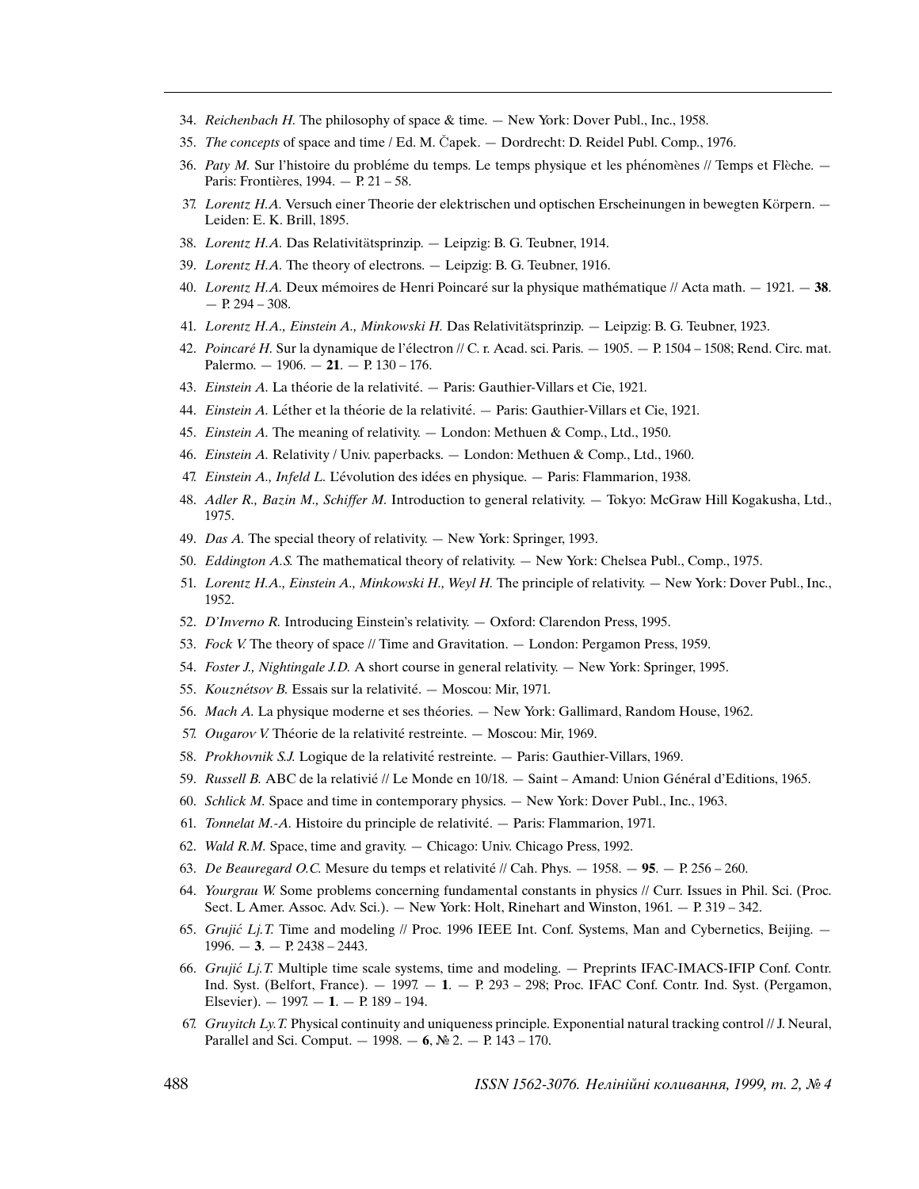34. *Reichenbach H.* The philosophy of space & time. — New York: Dover Publ., Inc., 1958.
35. *The concepts* of space and time / Ed. M. Čapek. — Dordrecht: D. Reidel Publ. Comp., 1976.
36. *Paty M.* Sur l'histoire du probléme du temps. Le temps physique et les phénomènes // Temps et Flèche. — Paris: Frontières, 1994. — P. 21 – 58.
37. *Lorentz H.A.* Versuch einer Theorie der elektrischen und optischen Erscheinungen in bewegten Körpern. — Leiden: E. K. Brill, 1895.
38. *Lorentz H.A.* Das Relativitätsprinzip. — Leipzig: B. G. Teubner, 1914.
39. *Lorentz H.A.* The theory of electrons. — Leipzig: B. G. Teubner, 1916.
40. *Lorentz H.A.* Deux mémoires de Henri Poincaré sur la physique mathématique // Acta math. — 1921. — **38**. — P. 294 – 308.
41. *Lorentz H.A., Einstein A., Minkowski H.* Das Relativitätsprinzip. — Leipzig: B. G. Teubner, 1923.
42. *Poincaré H.* Sur la dynamique de l'électron // C. r. Acad. sci. Paris. — 1905. — P. 1504 – 1508; Rend. Circ. mat. Palermo. — 1906. — **21**. — P. 130 – 176.
43. *Einstein A.* La théorie de la relativité. — Paris: Gauthier-Villars et Cie, 1921.
44. *Einstein A.* Léther et la théorie de la relativité. — Paris: Gauthier-Villars et Cie, 1921.
45. *Einstein A.* The meaning of relativity. — London: Methuen & Comp., Ltd., 1950.
46. *Einstein A.* Relativity / Univ. paperbacks. — London: Methuen & Comp., Ltd., 1960.
47. *Einstein A., Infeld L.* L'évolution des idées en physique. — Paris: Flammarion, 1938.
48. *Adler R., Bazin M., Schiffer M.* Introduction to general relativity. — Tokyo: McGraw Hill Kogakusha, Ltd., 1975.
49. *Das A.* The special theory of relativity. — New York: Springer, 1993.
50. *Eddington A.S.* The mathematical theory of relativity. — New York: Chelsea Publ., Comp., 1975.
51. *Lorentz H.A., Einstein A., Minkowski H., Weyl H.* The principle of relativity. — New York: Dover Publ., Inc., 1952.
52. *D'Inverno R.* Introducing Einstein's relativity. — Oxford: Clarendon Press, 1995.
53. *Fock V.* The theory of space // Time and Gravitation. — London: Pergamon Press, 1959.
54. *Foster J., Nightingale J.D.* A short course in general relativity. — New York: Springer, 1995.
55. *Kouznétsov B.* Essais sur la relativité. — Moscou: Mir, 1971.
56. *Mach A.* La physique moderne et ses théories. — New York: Gallimard, Random House, 1962.
57. *Ougarov V.* Théorie de la relativité restreinte. — Moscou: Mir, 1969.
58. *Prokhovnik S.J.* Logique de la relativité restreinte. — Paris: Gauthier-Villars, 1969.
59. *Russell B.* ABC de la relativié // Le Monde en 10/18. — Saint – Amand: Union Général d'Editions, 1965.
60. *Schlick M.* Space and time in contemporary physics. — New York: Dover Publ., Inc., 1963.
61. *Tonnelat M.-A.* Histoire du principle de relativité. — Paris: Flammarion, 1971.
62. *Wald R.M.* Space, time and gravity. — Chicago: Univ. Chicago Press, 1992.
63. *De Beauregard O.C.* Mesure du temps et relativité // Cah. Phys. — 1958. — **95**. — P. 256 – 260.
64. *Yourgrau W.* Some problems concerning fundamental constants in physics // Curr. Issues in Phil. Sci. (Proc. Sect. L Amer. Assoc. Adv. Sci.). — New York: Holt, Rinehart and Winston, 1961. — P. 319 – 342.
65. *Grujić Lj.T.* Time and modeling // Proc. 1996 IEEE Int. Conf. Systems, Man and Cybernetics, Beijing. — 1996. — **3**. — P. 2438 – 2443.
66. *Grujić Lj.T.* Multiple time scale systems, time and modeling. — Preprints IFAC-IMACS-IFIP Conf. Contr. Ind. Syst. (Belfort, France). — 1997. — **1**. — P. 293 – 298; Proc. IFAC Conf. Contr. Ind. Syst. (Pergamon, Elsevier). — 1997. — **1**. — P. 189 – 194.
67. *Gruyitch Ly.T.* Physical continuity and uniqueness principle. Exponential natural tracking control // J. Neural, Parallel and Sci. Comput. — 1998. — **6**, № 2. — P. 143 – 170.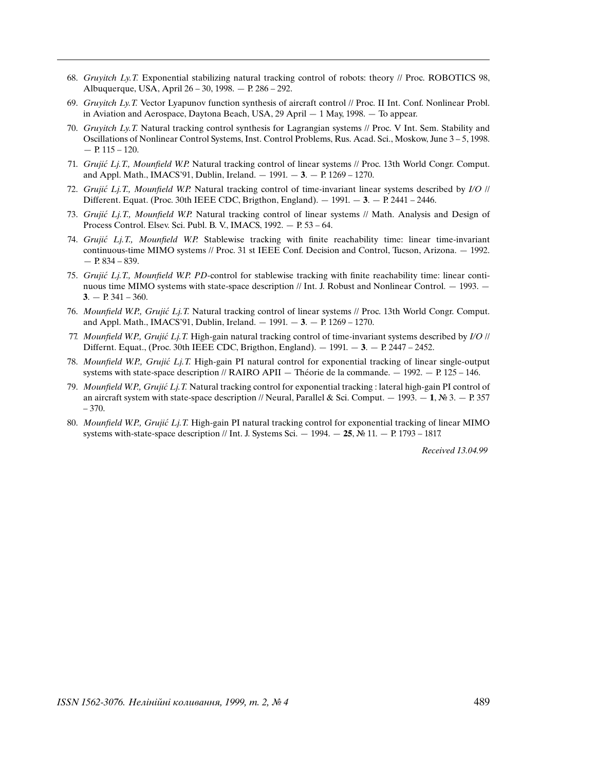68. *Gruyitch Ly.T.* Exponential stabilizing natural tracking control of robots: theory // Proc. ROBOTICS 98, Albuquerque, USA, April 26 – 30, 1998. — P. 286 – 292.

69. *Gruyitch Ly.T.* Vector Lyapunov function synthesis of aircraft control // Proc. II Int. Conf. Nonlinear Probl. in Aviation and Aerospace, Daytona Beach, USA, 29 April — 1 May, 1998. — To appear.

70. *Gruyitch Ly.T.* Natural tracking control synthesis for Lagrangian systems // Proc. V Int. Sem. Stability and Oscillations of Nonlinear Control Systems, Inst. Control Problems, Rus. Acad. Sci., Moskow, June 3 – 5, 1998. — P. 115 – 120.

71. *Grujić Lj.T., Mounfield W.P.* Natural tracking control of linear systems // Proc. 13th World Congr. Comput. and Appl. Math., IMACS'91, Dublin, Ireland. — 1991. — **3**. — P. 1269 – 1270.

72. *Grujić Lj.T., Mounfield W.P.* Natural tracking control of time-invariant linear systems described by *I/O* // Different. Equat. (Proc. 30th IEEE CDC, Brigthon, England). — 1991. — **3**. — P. 2441 – 2446.

73. *Grujić Lj.T., Mounfield W.P.* Natural tracking control of linear systems // Math. Analysis and Design of Process Control. Elsev. Sci. Publ. B. V., IMACS, 1992. — P. 53 – 64.

74. *Grujić Lj.T., Mounfield W.P.* Stablewise tracking with finite reachability time: linear time-invariant continuous-time MIMO systems // Proc. 31 st IEEE Conf. Decision and Control, Tucson, Arizona. — 1992. — P. 834 – 839.

75. *Grujić Lj.T., Mounfield W.P. PD*-control for stablewise tracking with finite reachability time: linear continuous time MIMO systems with state-space description // Int. J. Robust and Nonlinear Control. — 1993. — **3**. — P. 341 – 360.

76. *Mounfield W.P., Grujić Lj.T.* Natural tracking control of linear systems // Proc. 13th World Congr. Comput. and Appl. Math., IMACS'91, Dublin, Ireland. — 1991. — **3**. — P. 1269 – 1270.

77. *Mounfield W.P., Grujić Lj.T.* High-gain natural tracking control of time-invariant systems described by *I/O* // Differnt. Equat., (Proc. 30th IEEE CDC, Brigthon, England). — 1991. — **3**. — P. 2447 – 2452.

78. *Mounfield W.P., Grujić Lj.T.* High-gain PI natural control for exponential tracking of linear single-output systems with state-space description // RAIRO APII — Théorie de la commande. — 1992. — P. 125 – 146.

79. *Mounfield W.P., Grujić Lj.T.* Natural tracking control for exponential tracking : lateral high-gain PI control of an aircraft system with state-space description // Neural, Parallel & Sci. Comput. — 1993. — **1**, № 3. — P. 357 – 370.

80. *Mounfield W.P., Grujić Lj.T.* High-gain PI natural tracking control for exponential tracking of linear MIMO systems with-state-space description // Int. J. Systems Sci. — 1994. — **25**, № 11. — P. 1793 – 1817.

*Received 13.04.99*